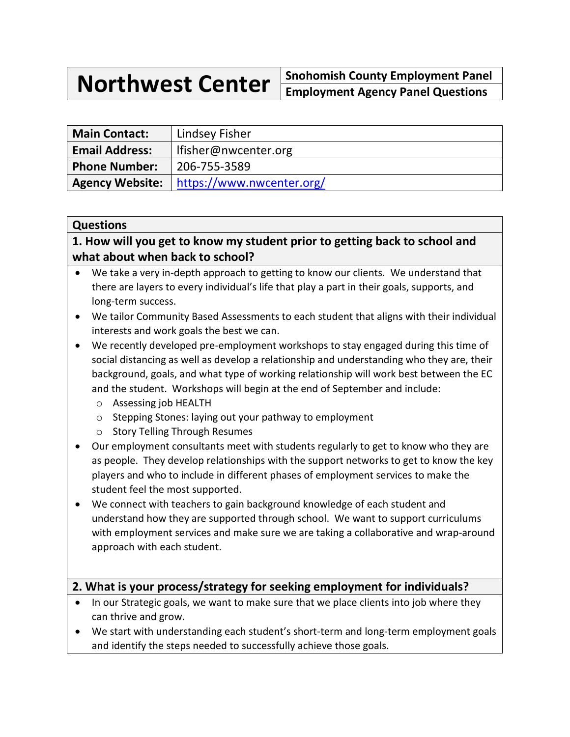# Northwest Center

**Snohomish County Employment Panel**
**Employment Agency Panel Questions**

| **Main Contact:** | Lindsey Fisher |
|---|---|
| **Email Address:** | lfisher@nwcenter.org |
| **Phone Number:** | 206-755-3589 |
| **Agency Website:** | [https://www.nwcenter.org/](https://www.nwcenter.org/) |

## Questions

### 1. How will you get to know my student prior to getting back to school and what about when back to school?

- We take a very in-depth approach to getting to know our clients. We understand that there are layers to every individual's life that play a part in their goals, supports, and long-term success.
- We tailor Community Based Assessments to each student that aligns with their individual interests and work goals the best we can.
- We recently developed pre-employment workshops to stay engaged during this time of social distancing as well as develop a relationship and understanding who they are, their background, goals, and what type of working relationship will work best between the EC and the student. Workshops will begin at the end of September and include:
  - Assessing job HEALTH
  - Stepping Stones: laying out your pathway to employment
  - Story Telling Through Resumes
- Our employment consultants meet with students regularly to get to know who they are as people. They develop relationships with the support networks to get to know the key players and who to include in different phases of employment services to make the student feel the most supported.
- We connect with teachers to gain background knowledge of each student and understand how they are supported through school. We want to support curriculums with employment services and make sure we are taking a collaborative and wrap-around approach with each student.

### 2. What is your process/strategy for seeking employment for individuals?

- In our Strategic goals, we want to make sure that we place clients into job where they can thrive and grow.
- We start with understanding each student's short-term and long-term employment goals and identify the steps needed to successfully achieve those goals.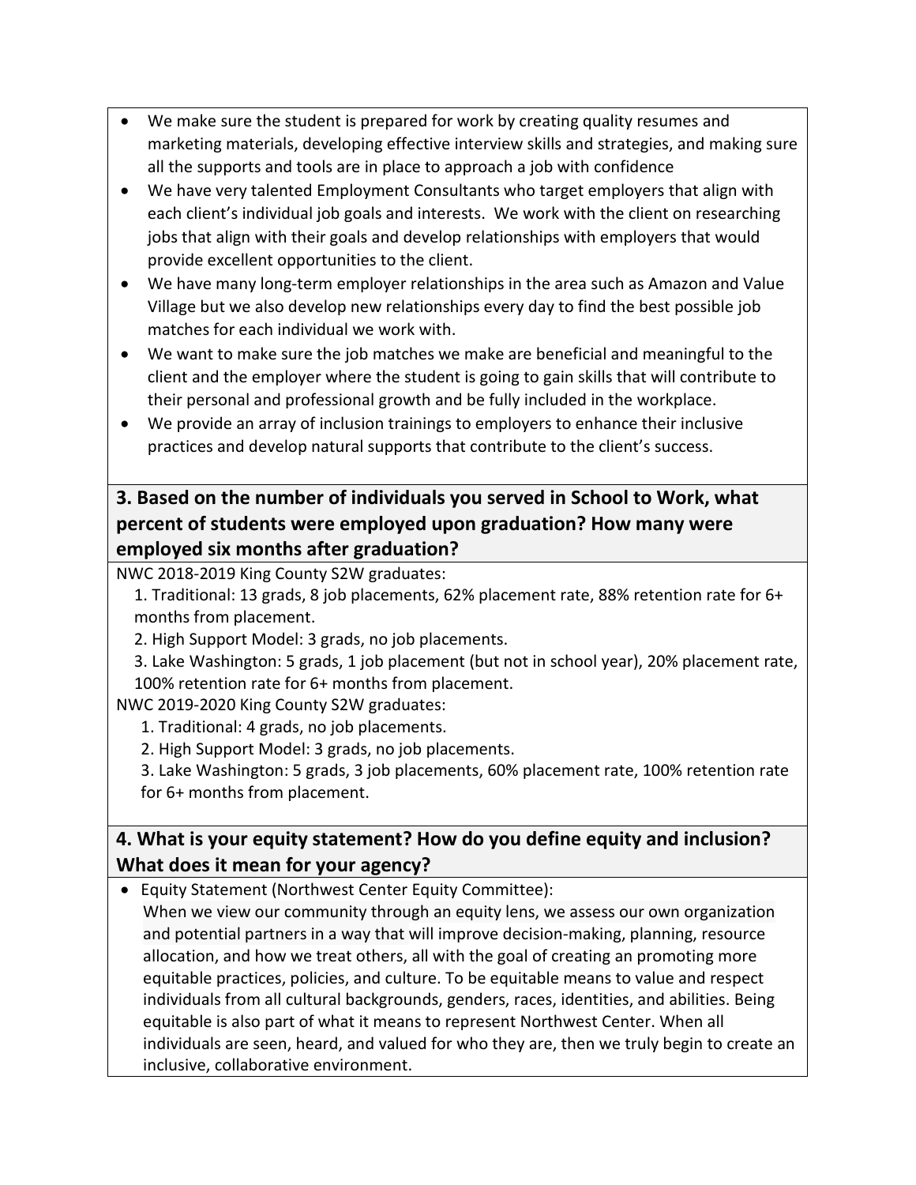- We make sure the student is prepared for work by creating quality resumes and marketing materials, developing effective interview skills and strategies, and making sure all the supports and tools are in place to approach a job with confidence
- We have very talented Employment Consultants who target employers that align with each client's individual job goals and interests. We work with the client on researching jobs that align with their goals and develop relationships with employers that would provide excellent opportunities to the client.
- We have many long-term employer relationships in the area such as Amazon and Value Village but we also develop new relationships every day to find the best possible job matches for each individual we work with.
- We want to make sure the job matches we make are beneficial and meaningful to the client and the employer where the student is going to gain skills that will contribute to their personal and professional growth and be fully included in the workplace.
- We provide an array of inclusion trainings to employers to enhance their inclusive practices and develop natural supports that contribute to the client's success.

## 3. Based on the number of individuals you served in School to Work, what percent of students were employed upon graduation? How many were employed six months after graduation?

NWC 2018-2019 King County S2W graduates:

1. Traditional: 13 grads, 8 job placements, 62% placement rate, 88% retention rate for 6+ months from placement.
2. High Support Model: 3 grads, no job placements.
3. Lake Washington: 5 grads, 1 job placement (but not in school year), 20% placement rate, 100% retention rate for 6+ months from placement.

NWC 2019-2020 King County S2W graduates:

1. Traditional: 4 grads, no job placements.
2. High Support Model: 3 grads, no job placements.
3. Lake Washington: 5 grads, 3 job placements, 60% placement rate, 100% retention rate for 6+ months from placement.

## 4. What is your equity statement? How do you define equity and inclusion? What does it mean for your agency?

- Equity Statement (Northwest Center Equity Committee):
  When we view our community through an equity lens, we assess our own organization and potential partners in a way that will improve decision-making, planning, resource allocation, and how we treat others, all with the goal of creating an promoting more equitable practices, policies, and culture. To be equitable means to value and respect individuals from all cultural backgrounds, genders, races, identities, and abilities. Being equitable is also part of what it means to represent Northwest Center. When all individuals are seen, heard, and valued for who they are, then we truly begin to create an inclusive, collaborative environment.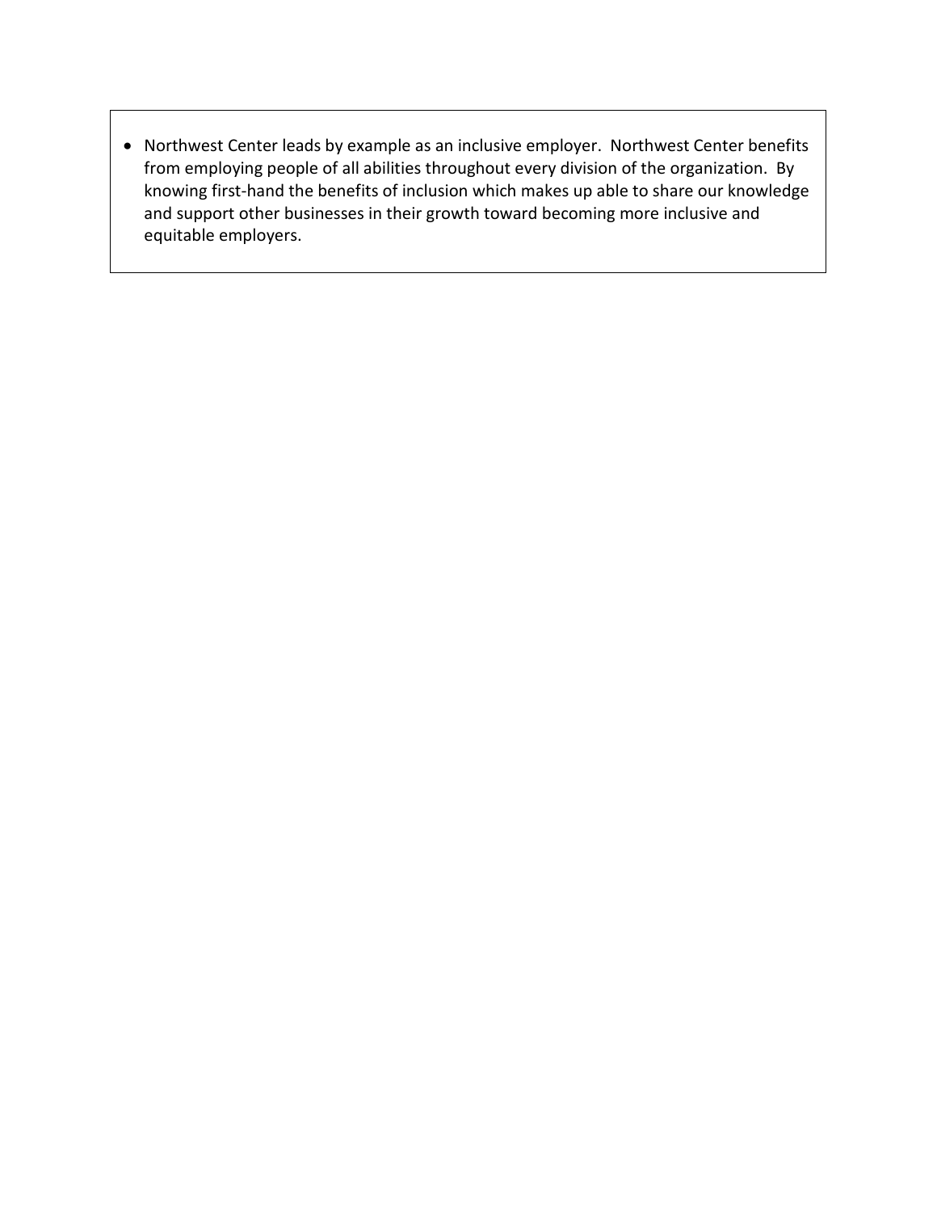- Northwest Center leads by example as an inclusive employer. Northwest Center benefits from employing people of all abilities throughout every division of the organization. By knowing first-hand the benefits of inclusion which makes up able to share our knowledge and support other businesses in their growth toward becoming more inclusive and equitable employers.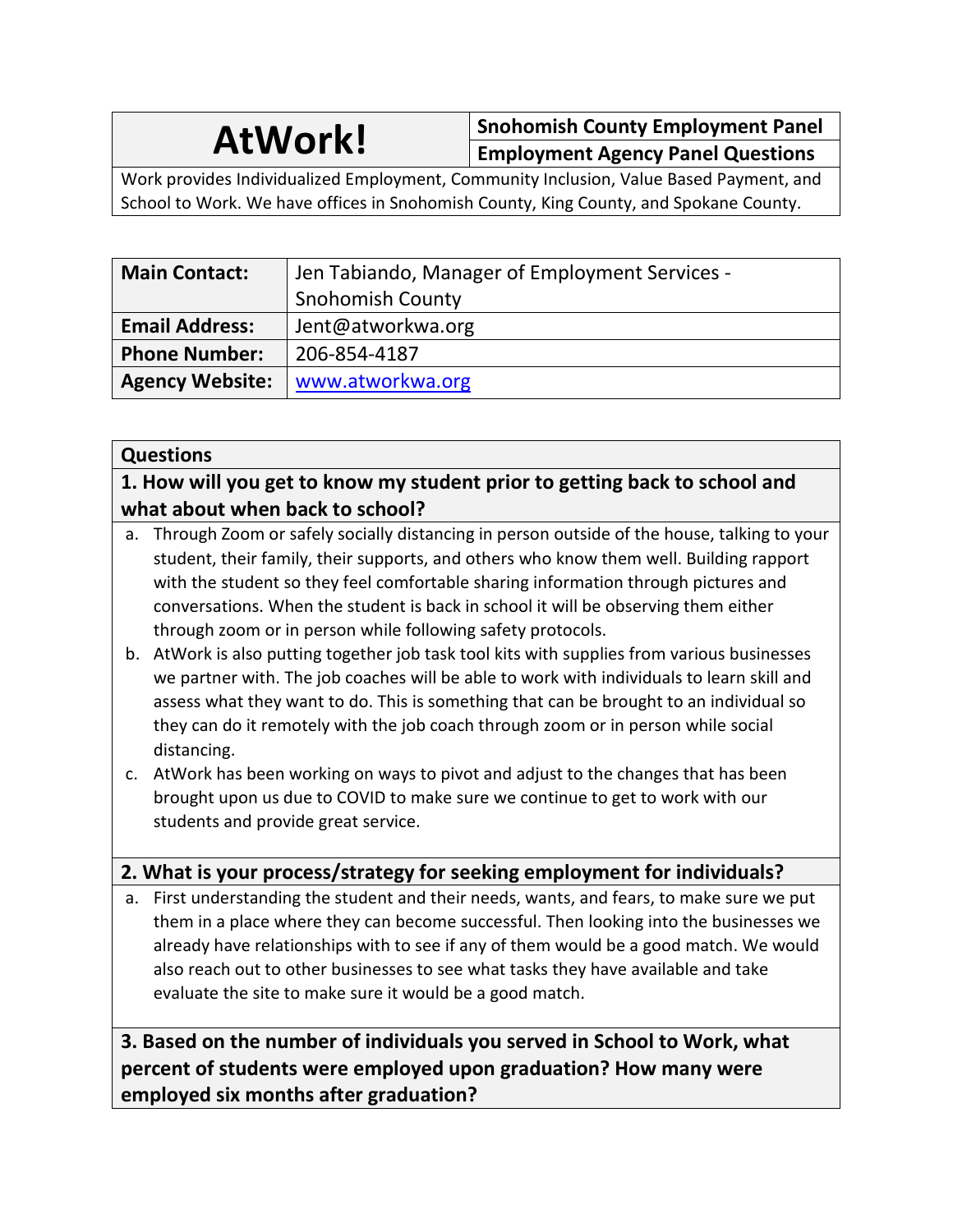# AtWork!

**Snohomish County Employment Panel**

**Employment Agency Panel Questions**

Work provides Individualized Employment, Community Inclusion, Value Based Payment, and School to Work. We have offices in Snohomish County, King County, and Spokane County.

| | |
|---|---|
| **Main Contact:** | Jen Tabiando, Manager of Employment Services - Snohomish County |
| **Email Address:** | Jent@atworkwa.org |
| **Phone Number:** | 206-854-4187 |
| **Agency Website:** | www.atworkwa.org |

**Questions**

**1. How will you get to know my student prior to getting back to school and what about when back to school?**

a. Through Zoom or safely socially distancing in person outside of the house, talking to your student, their family, their supports, and others who know them well. Building rapport with the student so they feel comfortable sharing information through pictures and conversations. When the student is back in school it will be observing them either through zoom or in person while following safety protocols.
b. AtWork is also putting together job task tool kits with supplies from various businesses we partner with. The job coaches will be able to work with individuals to learn skill and assess what they want to do. This is something that can be brought to an individual so they can do it remotely with the job coach through zoom or in person while social distancing.
c. AtWork has been working on ways to pivot and adjust to the changes that has been brought upon us due to COVID to make sure we continue to get to work with our students and provide great service.

**2. What is your process/strategy for seeking employment for individuals?**

a. First understanding the student and their needs, wants, and fears, to make sure we put them in a place where they can become successful. Then looking into the businesses we already have relationships with to see if any of them would be a good match. We would also reach out to other businesses to see what tasks they have available and take evaluate the site to make sure it would be a good match.

**3. Based on the number of individuals you served in School to Work, what percent of students were employed upon graduation? How many were employed six months after graduation?**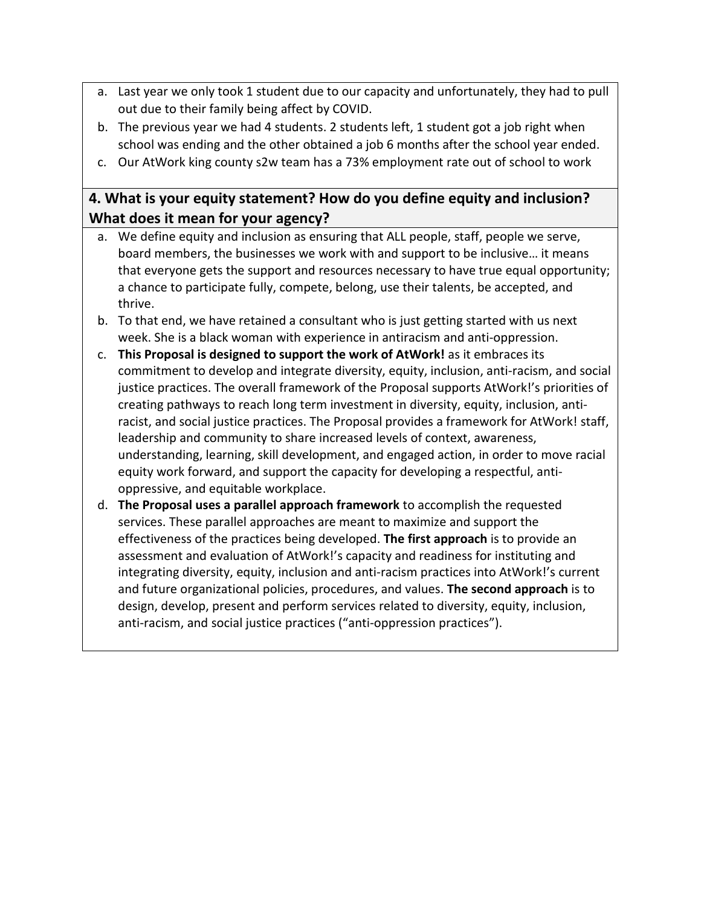a. Last year we only took 1 student due to our capacity and unfortunately, they had to pull out due to their family being affect by COVID.
b. The previous year we had 4 students. 2 students left, 1 student got a job right when school was ending and the other obtained a job 6 months after the school year ended.
c. Our AtWork king county s2w team has a 73% employment rate out of school to work

## 4. What is your equity statement? How do you define equity and inclusion? What does it mean for your agency?

a. We define equity and inclusion as ensuring that ALL people, staff, people we serve, board members, the businesses we work with and support to be inclusive… it means that everyone gets the support and resources necessary to have true equal opportunity; a chance to participate fully, compete, belong, use their talents, be accepted, and thrive.
b. To that end, we have retained a consultant who is just getting started with us next week. She is a black woman with experience in antiracism and anti-oppression.
c. **This Proposal is designed to support the work of AtWork!** as it embraces its commitment to develop and integrate diversity, equity, inclusion, anti-racism, and social justice practices. The overall framework of the Proposal supports AtWork!'s priorities of creating pathways to reach long term investment in diversity, equity, inclusion, anti-racist, and social justice practices. The Proposal provides a framework for AtWork! staff, leadership and community to share increased levels of context, awareness, understanding, learning, skill development, and engaged action, in order to move racial equity work forward, and support the capacity for developing a respectful, anti-oppressive, and equitable workplace.
d. **The Proposal uses a parallel approach framework** to accomplish the requested services. These parallel approaches are meant to maximize and support the effectiveness of the practices being developed. **The first approach** is to provide an assessment and evaluation of AtWork!'s capacity and readiness for instituting and integrating diversity, equity, inclusion and anti-racism practices into AtWork!'s current and future organizational policies, procedures, and values. **The second approach** is to design, develop, present and perform services related to diversity, equity, inclusion, anti-racism, and social justice practices ("anti-oppression practices").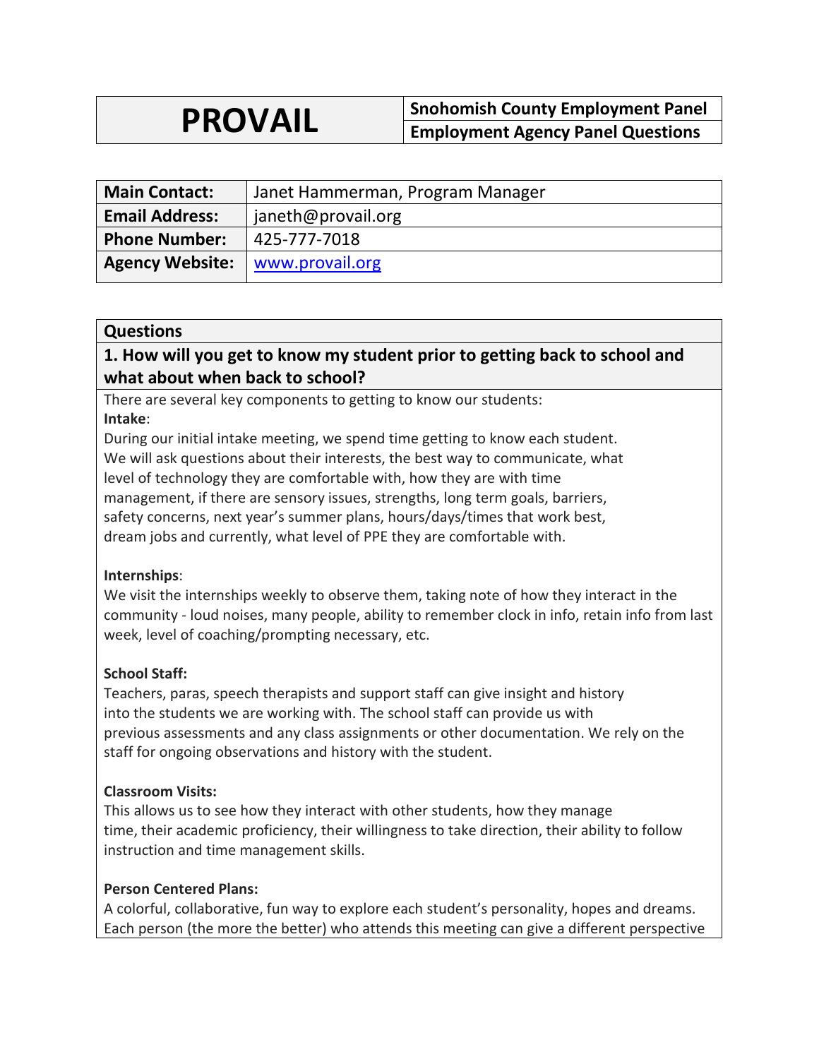| **PROVAIL** | **Snohomish County Employment Panel** |
| --- | --- |
| | **Employment Agency Panel Questions** |

| **Main Contact:** | Janet Hammerman, Program Manager |
| --- | --- |
| **Email Address:** | janeth@provail.org |
| **Phone Number:** | 425-777-7018 |
| **Agency Website:** | www.provail.org |

## Questions

### 1. How will you get to know my student prior to getting back to school and what about when back to school?

There are several key components to getting to know our students:

**Intake**:
During our initial intake meeting, we spend time getting to know each student. We will ask questions about their interests, the best way to communicate, what level of technology they are comfortable with, how they are with time management, if there are sensory issues, strengths, long term goals, barriers, safety concerns, next year's summer plans, hours/days/times that work best, dream jobs and currently, what level of PPE they are comfortable with.

**Internships**:
We visit the internships weekly to observe them, taking note of how they interact in the community - loud noises, many people, ability to remember clock in info, retain info from last week, level of coaching/prompting necessary, etc.

**School Staff:**
Teachers, paras, speech therapists and support staff can give insight and history into the students we are working with. The school staff can provide us with previous assessments and any class assignments or other documentation. We rely on the staff for ongoing observations and history with the student.

**Classroom Visits:**
This allows us to see how they interact with other students, how they manage time, their academic proficiency, their willingness to take direction, their ability to follow instruction and time management skills.

**Person Centered Plans:**
A colorful, collaborative, fun way to explore each student's personality, hopes and dreams. Each person (the more the better) who attends this meeting can give a different perspective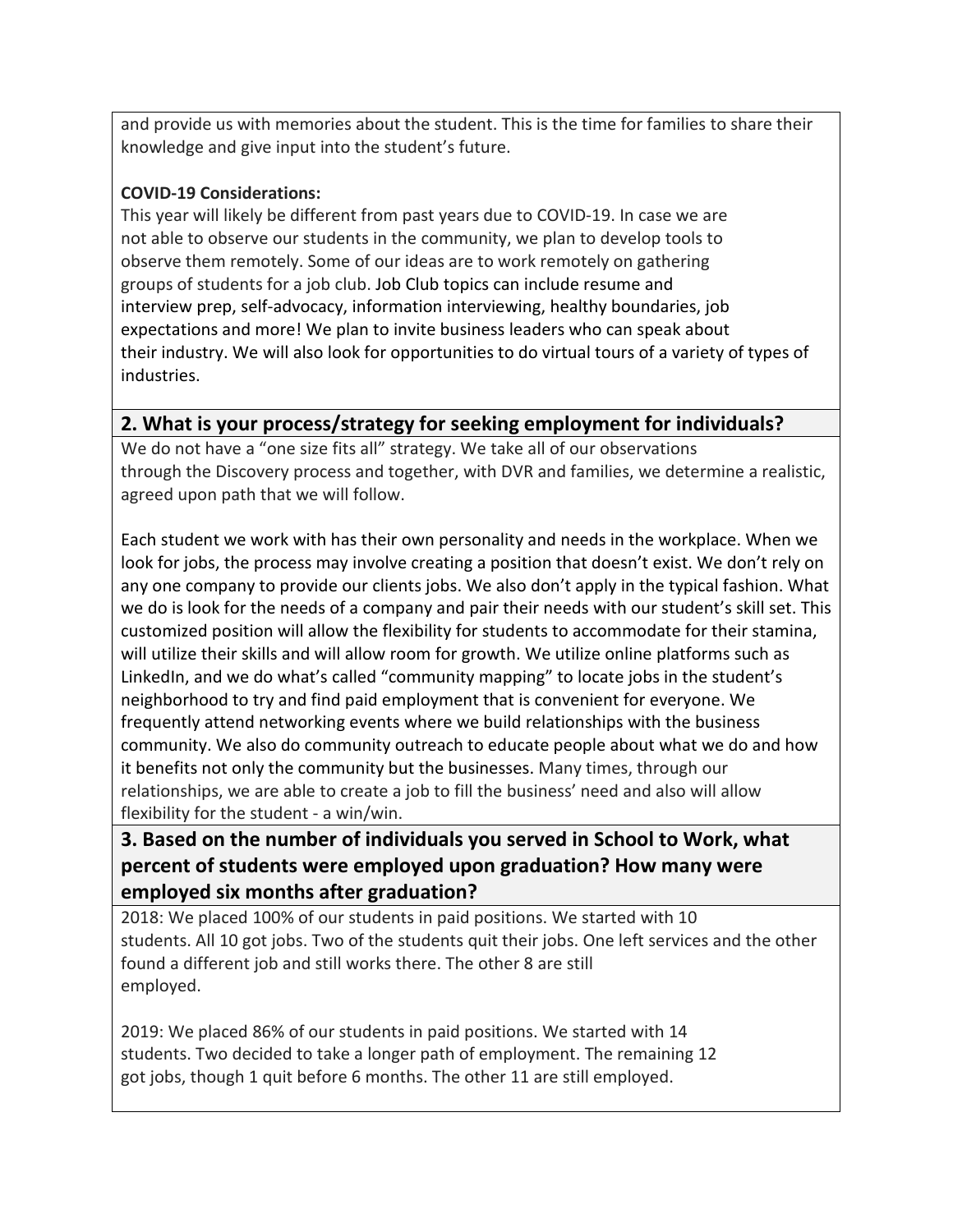and provide us with memories about the student. This is the time for families to share their knowledge and give input into the student's future.

**COVID-19 Considerations:**

This year will likely be different from past years due to COVID-19. In case we are not able to observe our students in the community, we plan to develop tools to observe them remotely. Some of our ideas are to work remotely on gathering groups of students for a job club. Job Club topics can include resume and interview prep, self-advocacy, information interviewing, healthy boundaries, job expectations and more! We plan to invite business leaders who can speak about their industry. We will also look for opportunities to do virtual tours of a variety of types of industries.

## 2. What is your process/strategy for seeking employment for individuals?

We do not have a "one size fits all" strategy. We take all of our observations through the Discovery process and together, with DVR and families, we determine a realistic, agreed upon path that we will follow.

Each student we work with has their own personality and needs in the workplace. When we look for jobs, the process may involve creating a position that doesn't exist. We don't rely on any one company to provide our clients jobs. We also don't apply in the typical fashion. What we do is look for the needs of a company and pair their needs with our student's skill set. This customized position will allow the flexibility for students to accommodate for their stamina, will utilize their skills and will allow room for growth. We utilize online platforms such as LinkedIn, and we do what's called "community mapping" to locate jobs in the student's neighborhood to try and find paid employment that is convenient for everyone. We frequently attend networking events where we build relationships with the business community. We also do community outreach to educate people about what we do and how it benefits not only the community but the businesses. Many times, through our relationships, we are able to create a job to fill the business' need and also will allow flexibility for the student - a win/win.

## 3. Based on the number of individuals you served in School to Work, what percent of students were employed upon graduation? How many were employed six months after graduation?

2018: We placed 100% of our students in paid positions. We started with 10 students. All 10 got jobs. Two of the students quit their jobs. One left services and the other found a different job and still works there. The other 8 are still employed.

2019: We placed 86% of our students in paid positions. We started with 14 students. Two decided to take a longer path of employment. The remaining 12 got jobs, though 1 quit before 6 months. The other 11 are still employed.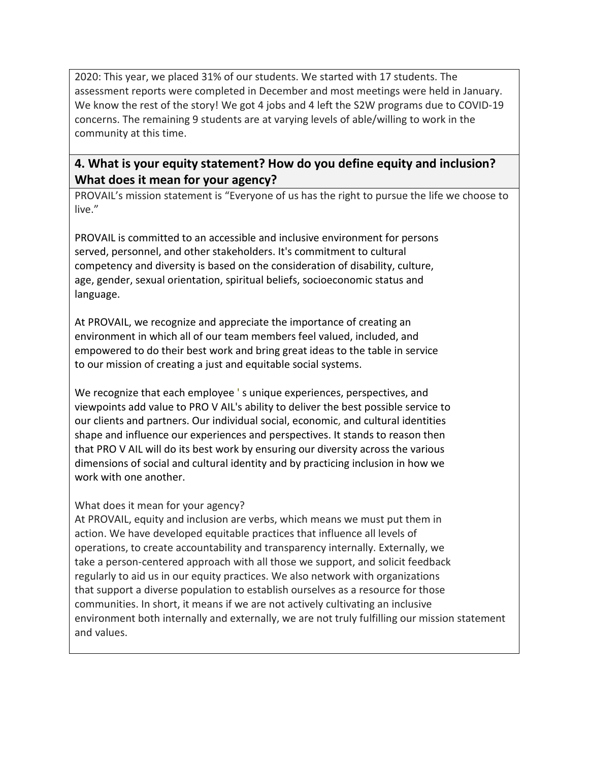2020: This year, we placed 31% of our students. We started with 17 students. The assessment reports were completed in December and most meetings were held in January. We know the rest of the story! We got 4 jobs and 4 left the S2W programs due to COVID-19 concerns. The remaining 9 students are at varying levels of able/willing to work in the community at this time.

## 4. What is your equity statement? How do you define equity and inclusion? What does it mean for your agency?

PROVAIL's mission statement is "Everyone of us has the right to pursue the life we choose to live."

PROVAIL is committed to an accessible and inclusive environment for persons served, personnel, and other stakeholders. It's commitment to cultural competency and diversity is based on the consideration of disability, culture, age, gender, sexual orientation, spiritual beliefs, socioeconomic status and language.

At PROVAIL, we recognize and appreciate the importance of creating an environment in which all of our team members feel valued, included, and empowered to do their best work and bring great ideas to the table in service to our mission of creating a just and equitable social systems.

We recognize that each employee ' s unique experiences, perspectives, and viewpoints add value to PRO V AIL's ability to deliver the best possible service to our clients and partners. Our individual social, economic, and cultural identities shape and influence our experiences and perspectives. It stands to reason then that PRO V AIL will do its best work by ensuring our diversity across the various dimensions of social and cultural identity and by practicing inclusion in how we work with one another.

What does it mean for your agency?

At PROVAIL, equity and inclusion are verbs, which means we must put them in action. We have developed equitable practices that influence all levels of operations, to create accountability and transparency internally. Externally, we take a person-centered approach with all those we support, and solicit feedback regularly to aid us in our equity practices. We also network with organizations that support a diverse population to establish ourselves as a resource for those communities. In short, it means if we are not actively cultivating an inclusive environment both internally and externally, we are not truly fulfilling our mission statement and values.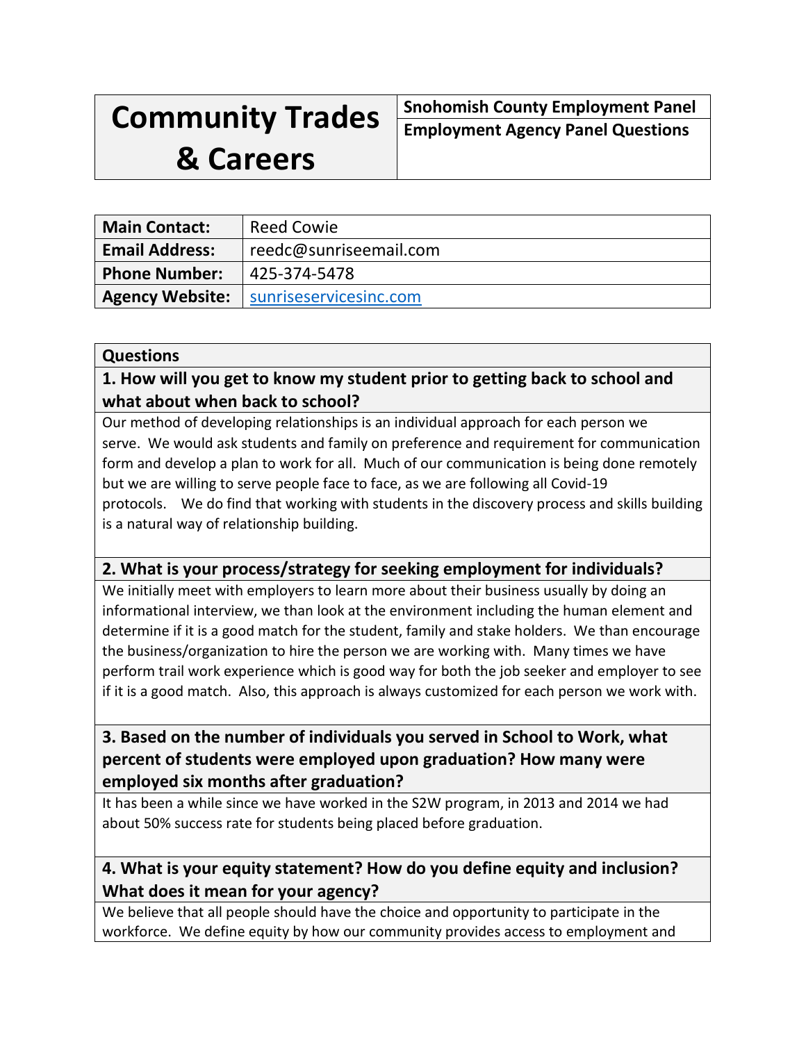| Community Trades & Careers | Snohomish County Employment Panel<br>Employment Agency Panel Questions |
|---|---|

| Main Contact: | Reed Cowie |
|---|---|
| Email Address: | reedc@sunriseemail.com |
| Phone Number: | 425-374-5478 |
| Agency Website: | [sunriseservicesinc.com](sunriseservicesinc.com) |

**Questions**

**1. How will you get to know my student prior to getting back to school and what about when back to school?**

Our method of developing relationships is an individual approach for each person we serve. We would ask students and family on preference and requirement for communication form and develop a plan to work for all. Much of our communication is being done remotely but we are willing to serve people face to face, as we are following all Covid-19 protocols. We do find that working with students in the discovery process and skills building is a natural way of relationship building.

**2. What is your process/strategy for seeking employment for individuals?**

We initially meet with employers to learn more about their business usually by doing an informational interview, we than look at the environment including the human element and determine if it is a good match for the student, family and stake holders. We than encourage the business/organization to hire the person we are working with. Many times we have perform trail work experience which is good way for both the job seeker and employer to see if it is a good match. Also, this approach is always customized for each person we work with.

**3. Based on the number of individuals you served in School to Work, what percent of students were employed upon graduation? How many were employed six months after graduation?**

It has been a while since we have worked in the S2W program, in 2013 and 2014 we had about 50% success rate for students being placed before graduation.

**4. What is your equity statement? How do you define equity and inclusion? What does it mean for your agency?**

We believe that all people should have the choice and opportunity to participate in the workforce. We define equity by how our community provides access to employment and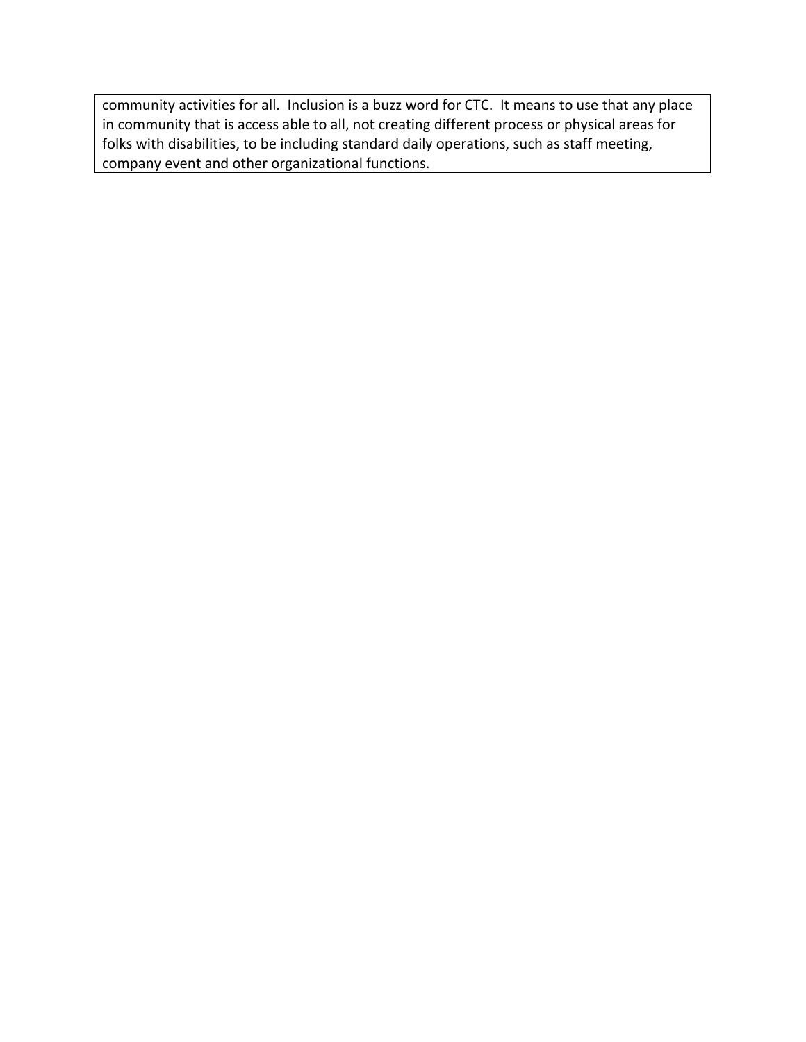community activities for all. Inclusion is a buzz word for CTC. It means to use that any place in community that is access able to all, not creating different process or physical areas for folks with disabilities, to be including standard daily operations, such as staff meeting, company event and other organizational functions.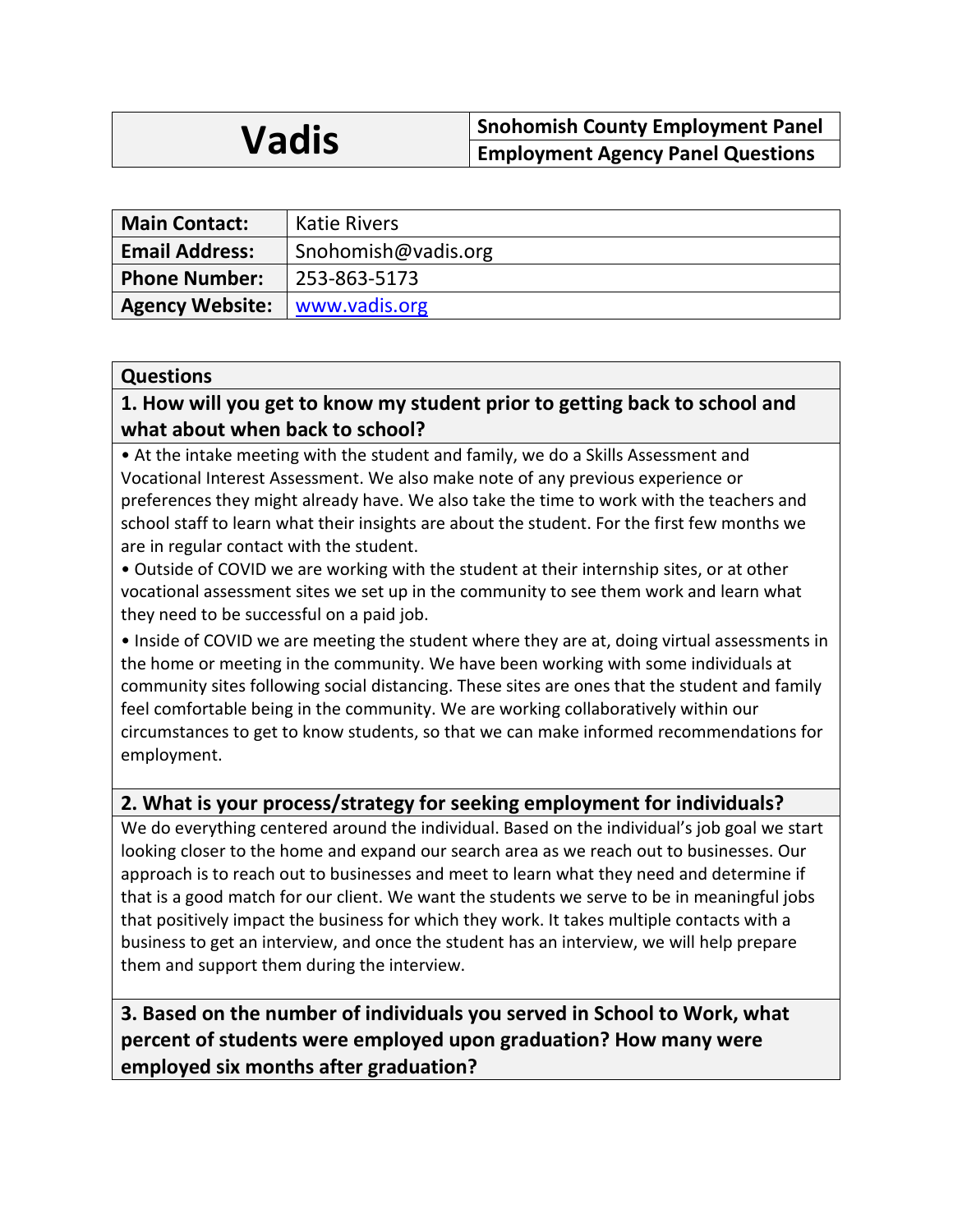| Vadis | Snohomish County Employment Panel |
|---|---|
| | Employment Agency Panel Questions |

| **Main Contact:** | Katie Rivers |
|---|---|
| **Email Address:** | Snohomish@vadis.org |
| **Phone Number:** | 253-863-5173 |
| **Agency Website:** | www.vadis.org |

## Questions

### 1. How will you get to know my student prior to getting back to school and what about when back to school?

- At the intake meeting with the student and family, we do a Skills Assessment and Vocational Interest Assessment. We also make note of any previous experience or preferences they might already have. We also take the time to work with the teachers and school staff to learn what their insights are about the student. For the first few months we are in regular contact with the student.
- Outside of COVID we are working with the student at their internship sites, or at other vocational assessment sites we set up in the community to see them work and learn what they need to be successful on a paid job.
- Inside of COVID we are meeting the student where they are at, doing virtual assessments in the home or meeting in the community. We have been working with some individuals at community sites following social distancing. These sites are ones that the student and family feel comfortable being in the community. We are working collaboratively within our circumstances to get to know students, so that we can make informed recommendations for employment.

### 2. What is your process/strategy for seeking employment for individuals?

We do everything centered around the individual. Based on the individual's job goal we start looking closer to the home and expand our search area as we reach out to businesses. Our approach is to reach out to businesses and meet to learn what they need and determine if that is a good match for our client. We want the students we serve to be in meaningful jobs that positively impact the business for which they work. It takes multiple contacts with a business to get an interview, and once the student has an interview, we will help prepare them and support them during the interview.

### 3. Based on the number of individuals you served in School to Work, what percent of students were employed upon graduation? How many were employed six months after graduation?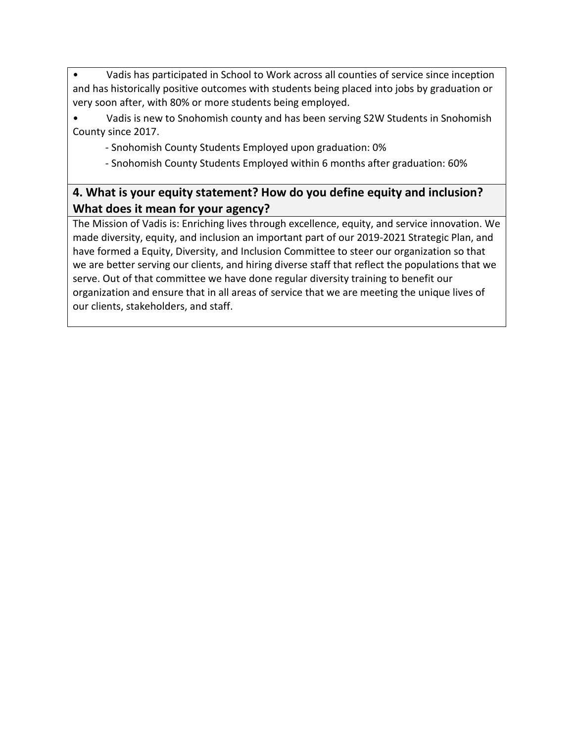- Vadis has participated in School to Work across all counties of service since inception and has historically positive outcomes with students being placed into jobs by graduation or very soon after, with 80% or more students being employed.
- Vadis is new to Snohomish county and has been serving S2W Students in Snohomish County since 2017.
    - Snohomish County Students Employed upon graduation: 0%
    - Snohomish County Students Employed within 6 months after graduation: 60%

## 4. What is your equity statement? How do you define equity and inclusion? What does it mean for your agency?

The Mission of Vadis is: Enriching lives through excellence, equity, and service innovation. We made diversity, equity, and inclusion an important part of our 2019-2021 Strategic Plan, and have formed a Equity, Diversity, and Inclusion Committee to steer our organization so that we are better serving our clients, and hiring diverse staff that reflect the populations that we serve. Out of that committee we have done regular diversity training to benefit our organization and ensure that in all areas of service that we are meeting the unique lives of our clients, stakeholders, and staff.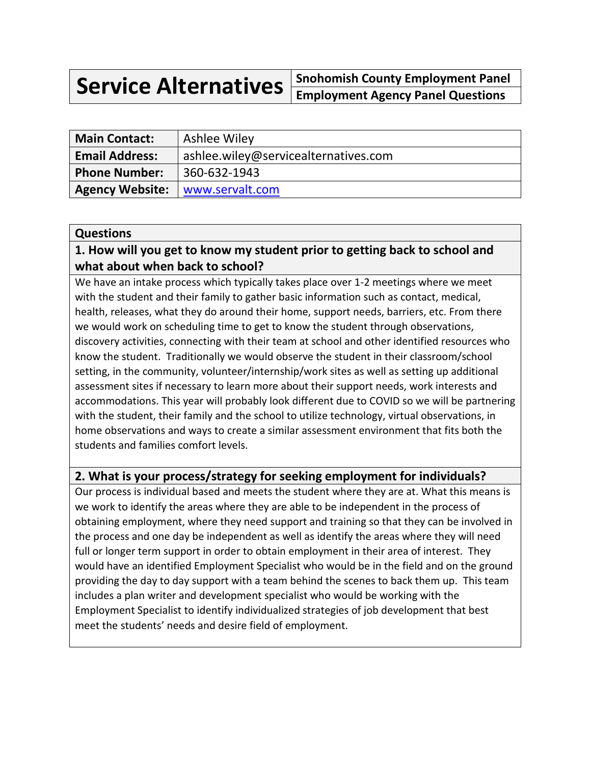| **Service Alternatives** | **Snohomish County Employment Panel** |
| --- | --- |
| | **Employment Agency Panel Questions** |

| **Main Contact:** | Ashlee Wiley |
| --- | --- |
| **Email Address:** | ashlee.wiley@servicealternatives.com |
| **Phone Number:** | 360-632-1943 |
| **Agency Website:** | [www.servalt.com](http://www.servalt.com) |

**Questions**

### 1. How will you get to know my student prior to getting back to school and what about when back to school?

We have an intake process which typically takes place over 1-2 meetings where we meet with the student and their family to gather basic information such as contact, medical, health, releases, what they do around their home, support needs, barriers, etc. From there we would work on scheduling time to get to know the student through observations, discovery activities, connecting with their team at school and other identified resources who know the student. Traditionally we would observe the student in their classroom/school setting, in the community, volunteer/internship/work sites as well as setting up additional assessment sites if necessary to learn more about their support needs, work interests and accommodations. This year will probably look different due to COVID so we will be partnering with the student, their family and the school to utilize technology, virtual observations, in home observations and ways to create a similar assessment environment that fits both the students and families comfort levels.

### 2. What is your process/strategy for seeking employment for individuals?

Our process is individual based and meets the student where they are at. What this means is we work to identify the areas where they are able to be independent in the process of obtaining employment, where they need support and training so that they can be involved in the process and one day be independent as well as identify the areas where they will need full or longer term support in order to obtain employment in their area of interest. They would have an identified Employment Specialist who would be in the field and on the ground providing the day to day support with a team behind the scenes to back them up. This team includes a plan writer and development specialist who would be working with the Employment Specialist to identify individualized strategies of job development that best meet the students' needs and desire field of employment.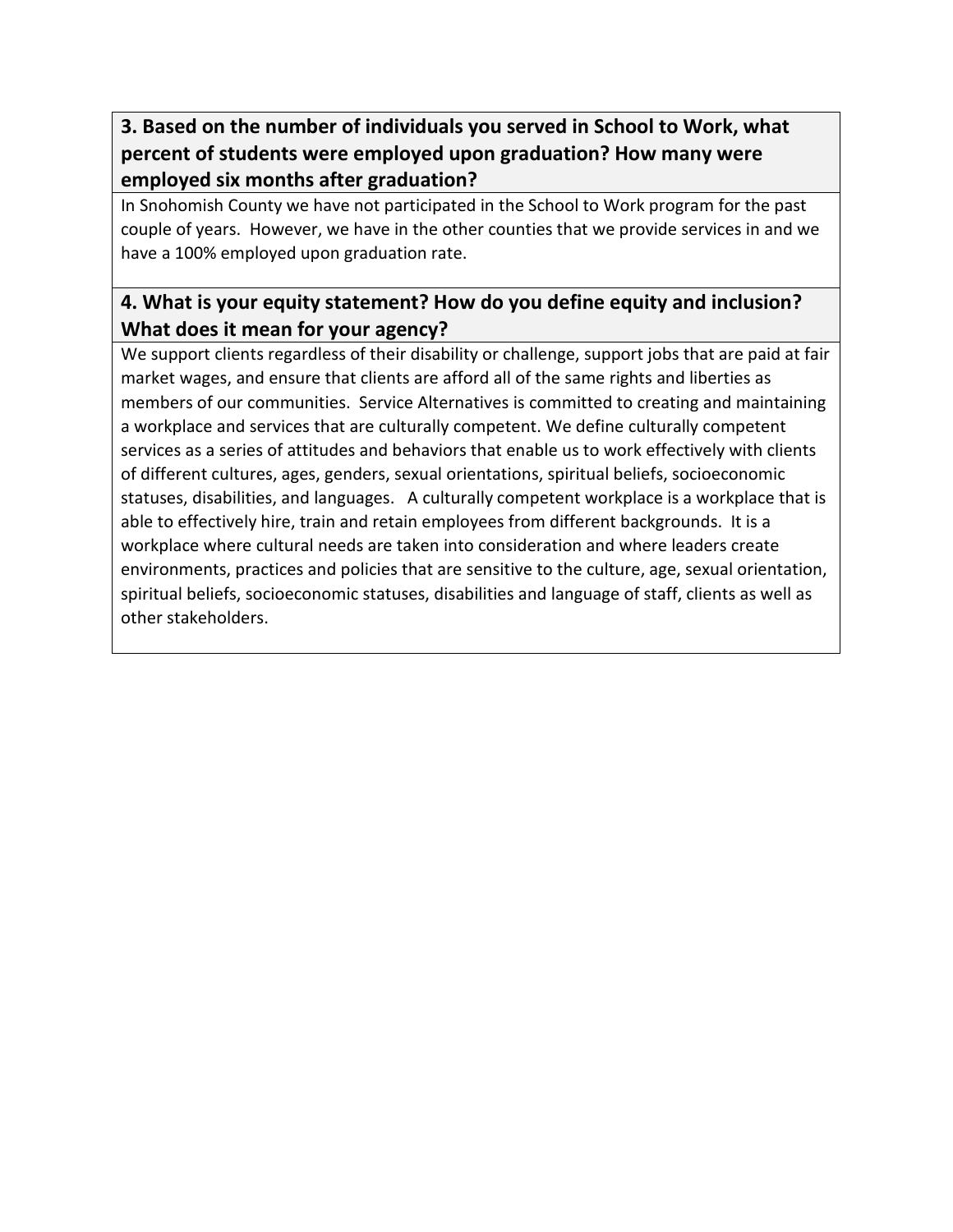**3. Based on the number of individuals you served in School to Work, what percent of students were employed upon graduation? How many were employed six months after graduation?**

In Snohomish County we have not participated in the School to Work program for the past couple of years. However, we have in the other counties that we provide services in and we have a 100% employed upon graduation rate.

**4. What is your equity statement? How do you define equity and inclusion? What does it mean for your agency?**

We support clients regardless of their disability or challenge, support jobs that are paid at fair market wages, and ensure that clients are afford all of the same rights and liberties as members of our communities. Service Alternatives is committed to creating and maintaining a workplace and services that are culturally competent. We define culturally competent services as a series of attitudes and behaviors that enable us to work effectively with clients of different cultures, ages, genders, sexual orientations, spiritual beliefs, socioeconomic statuses, disabilities, and languages. A culturally competent workplace is a workplace that is able to effectively hire, train and retain employees from different backgrounds. It is a workplace where cultural needs are taken into consideration and where leaders create environments, practices and policies that are sensitive to the culture, age, sexual orientation, spiritual beliefs, socioeconomic statuses, disabilities and language of staff, clients as well as other stakeholders.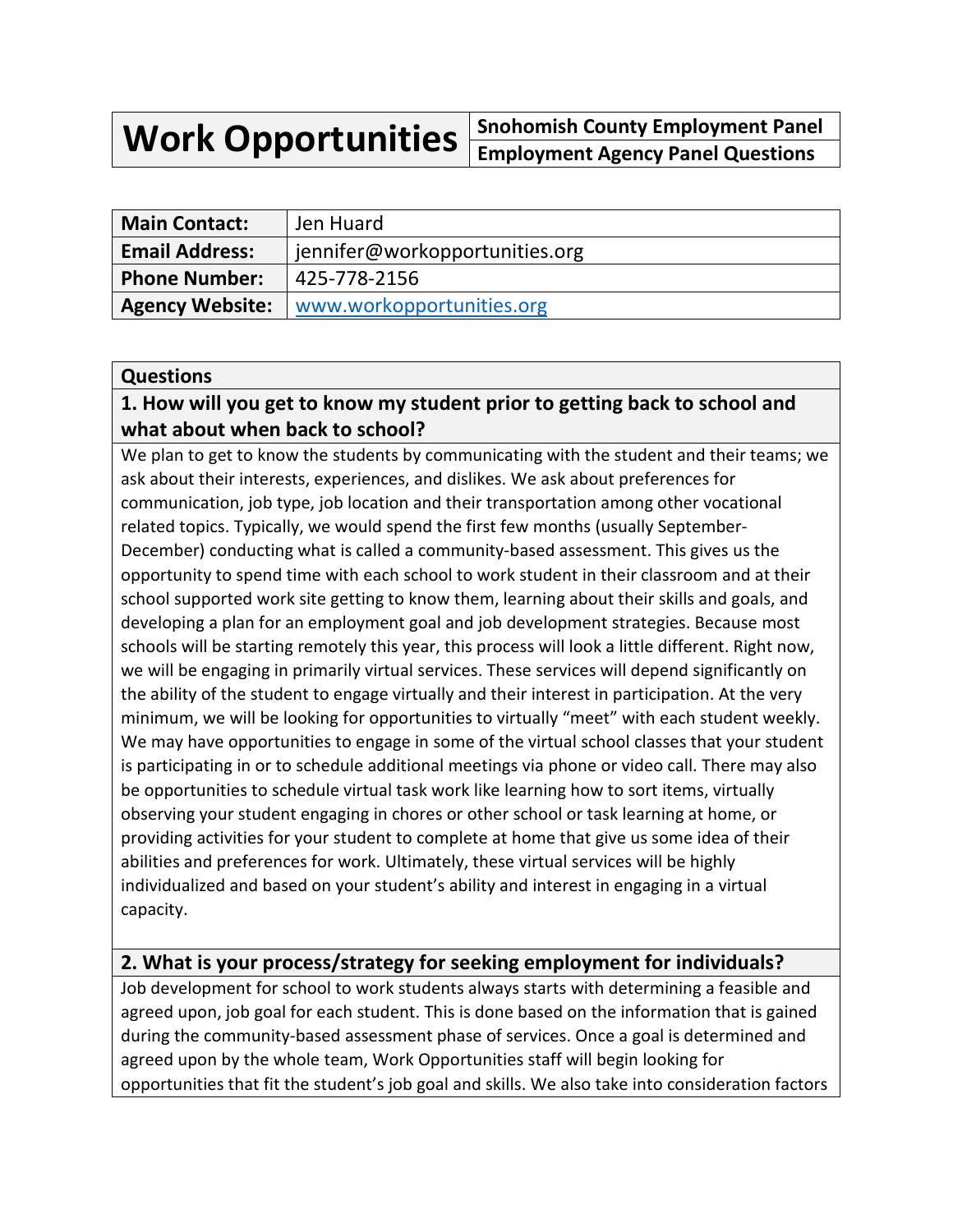| **Work Opportunities** | **Snohomish County Employment Panel** |
| --- | --- |
| | **Employment Agency Panel Questions** |

| **Main Contact:** | Jen Huard |
| --- | --- |
| **Email Address:** | jennifer@workopportunities.org |
| **Phone Number:** | 425-778-2156 |
| **Agency Website:** | [www.workopportunities.org](http://www.workopportunities.org) |

## Questions

### 1. How will you get to know my student prior to getting back to school and what about when back to school?

We plan to get to know the students by communicating with the student and their teams; we ask about their interests, experiences, and dislikes. We ask about preferences for communication, job type, job location and their transportation among other vocational related topics. Typically, we would spend the first few months (usually September-December) conducting what is called a community-based assessment. This gives us the opportunity to spend time with each school to work student in their classroom and at their school supported work site getting to know them, learning about their skills and goals, and developing a plan for an employment goal and job development strategies. Because most schools will be starting remotely this year, this process will look a little different. Right now, we will be engaging in primarily virtual services. These services will depend significantly on the ability of the student to engage virtually and their interest in participation. At the very minimum, we will be looking for opportunities to virtually "meet" with each student weekly. We may have opportunities to engage in some of the virtual school classes that your student is participating in or to schedule additional meetings via phone or video call. There may also be opportunities to schedule virtual task work like learning how to sort items, virtually observing your student engaging in chores or other school or task learning at home, or providing activities for your student to complete at home that give us some idea of their abilities and preferences for work. Ultimately, these virtual services will be highly individualized and based on your student's ability and interest in engaging in a virtual capacity.

### 2. What is your process/strategy for seeking employment for individuals?

Job development for school to work students always starts with determining a feasible and agreed upon, job goal for each student. This is done based on the information that is gained during the community-based assessment phase of services. Once a goal is determined and agreed upon by the whole team, Work Opportunities staff will begin looking for opportunities that fit the student's job goal and skills. We also take into consideration factors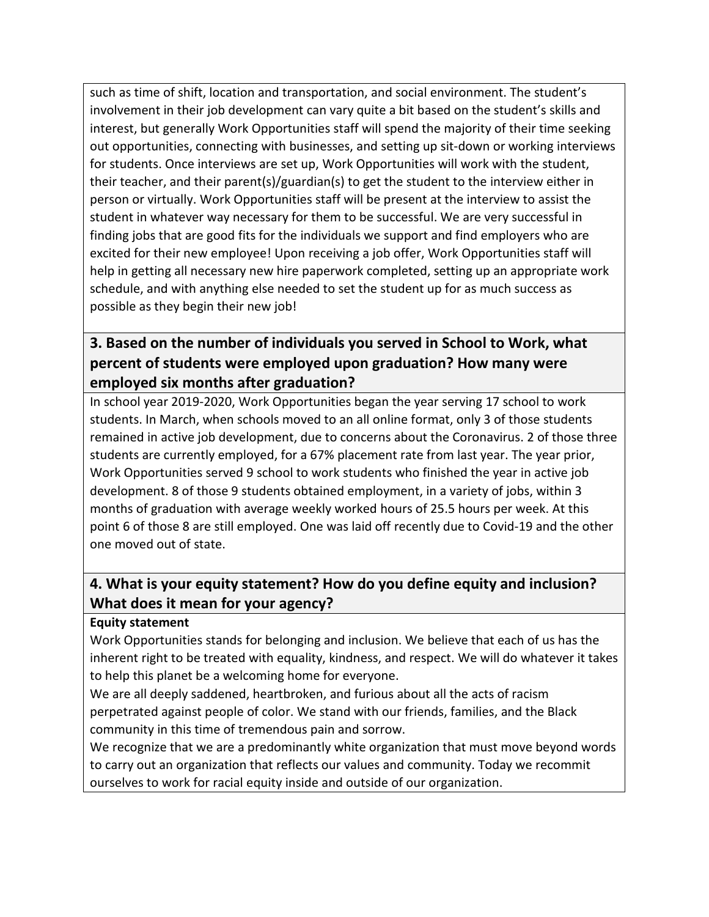such as time of shift, location and transportation, and social environment. The student's involvement in their job development can vary quite a bit based on the student's skills and interest, but generally Work Opportunities staff will spend the majority of their time seeking out opportunities, connecting with businesses, and setting up sit-down or working interviews for students. Once interviews are set up, Work Opportunities will work with the student, their teacher, and their parent(s)/guardian(s) to get the student to the interview either in person or virtually. Work Opportunities staff will be present at the interview to assist the student in whatever way necessary for them to be successful. We are very successful in finding jobs that are good fits for the individuals we support and find employers who are excited for their new employee! Upon receiving a job offer, Work Opportunities staff will help in getting all necessary new hire paperwork completed, setting up an appropriate work schedule, and with anything else needed to set the student up for as much success as possible as they begin their new job!

## 3. Based on the number of individuals you served in School to Work, what percent of students were employed upon graduation? How many were employed six months after graduation?

In school year 2019-2020, Work Opportunities began the year serving 17 school to work students. In March, when schools moved to an all online format, only 3 of those students remained in active job development, due to concerns about the Coronavirus. 2 of those three students are currently employed, for a 67% placement rate from last year. The year prior, Work Opportunities served 9 school to work students who finished the year in active job development. 8 of those 9 students obtained employment, in a variety of jobs, within 3 months of graduation with average weekly worked hours of 25.5 hours per week. At this point 6 of those 8 are still employed. One was laid off recently due to Covid-19 and the other one moved out of state.

## 4. What is your equity statement? How do you define equity and inclusion? What does it mean for your agency?

**Equity statement**

Work Opportunities stands for belonging and inclusion. We believe that each of us has the inherent right to be treated with equality, kindness, and respect. We will do whatever it takes to help this planet be a welcoming home for everyone.

We are all deeply saddened, heartbroken, and furious about all the acts of racism perpetrated against people of color. We stand with our friends, families, and the Black community in this time of tremendous pain and sorrow.

We recognize that we are a predominantly white organization that must move beyond words to carry out an organization that reflects our values and community. Today we recommit ourselves to work for racial equity inside and outside of our organization.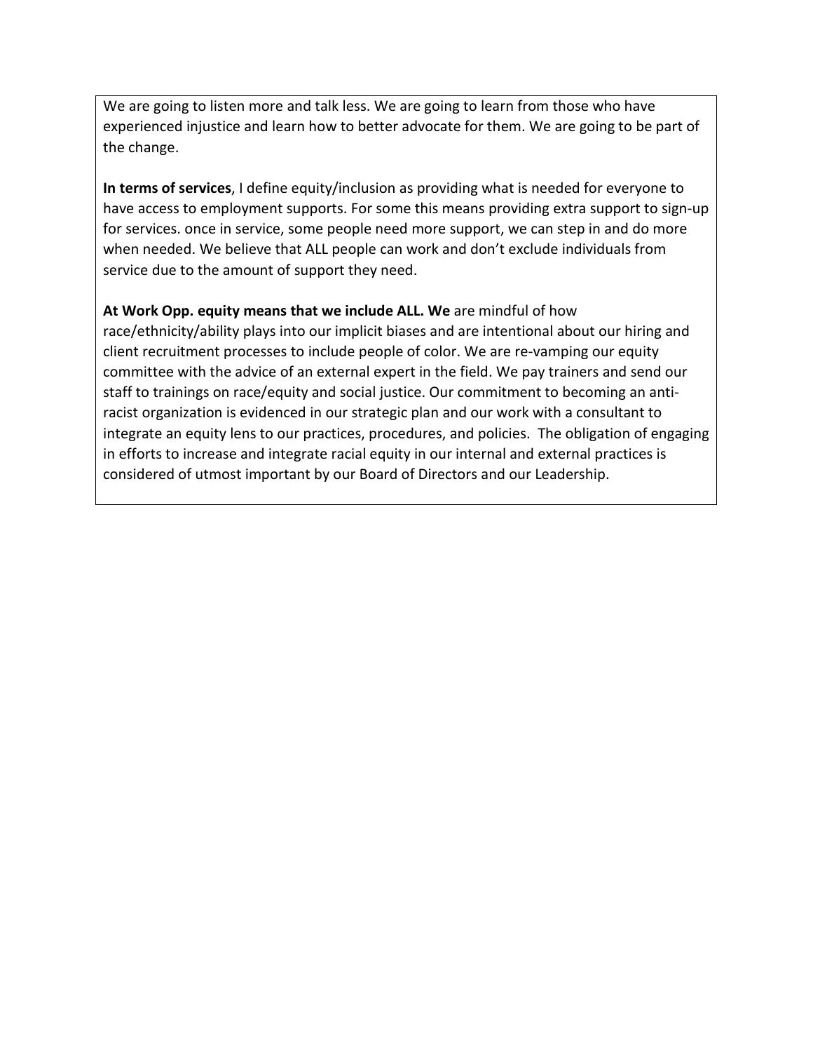We are going to listen more and talk less. We are going to learn from those who have experienced injustice and learn how to better advocate for them. We are going to be part of the change.

**In terms of services**, I define equity/inclusion as providing what is needed for everyone to have access to employment supports. For some this means providing extra support to sign-up for services. once in service, some people need more support, we can step in and do more when needed. We believe that ALL people can work and don't exclude individuals from service due to the amount of support they need.

**At Work Opp. equity means that we include ALL. We** are mindful of how race/ethnicity/ability plays into our implicit biases and are intentional about our hiring and client recruitment processes to include people of color. We are re-vamping our equity committee with the advice of an external expert in the field. We pay trainers and send our staff to trainings on race/equity and social justice. Our commitment to becoming an anti-racist organization is evidenced in our strategic plan and our work with a consultant to integrate an equity lens to our practices, procedures, and policies. The obligation of engaging in efforts to increase and integrate racial equity in our internal and external practices is considered of utmost important by our Board of Directors and our Leadership.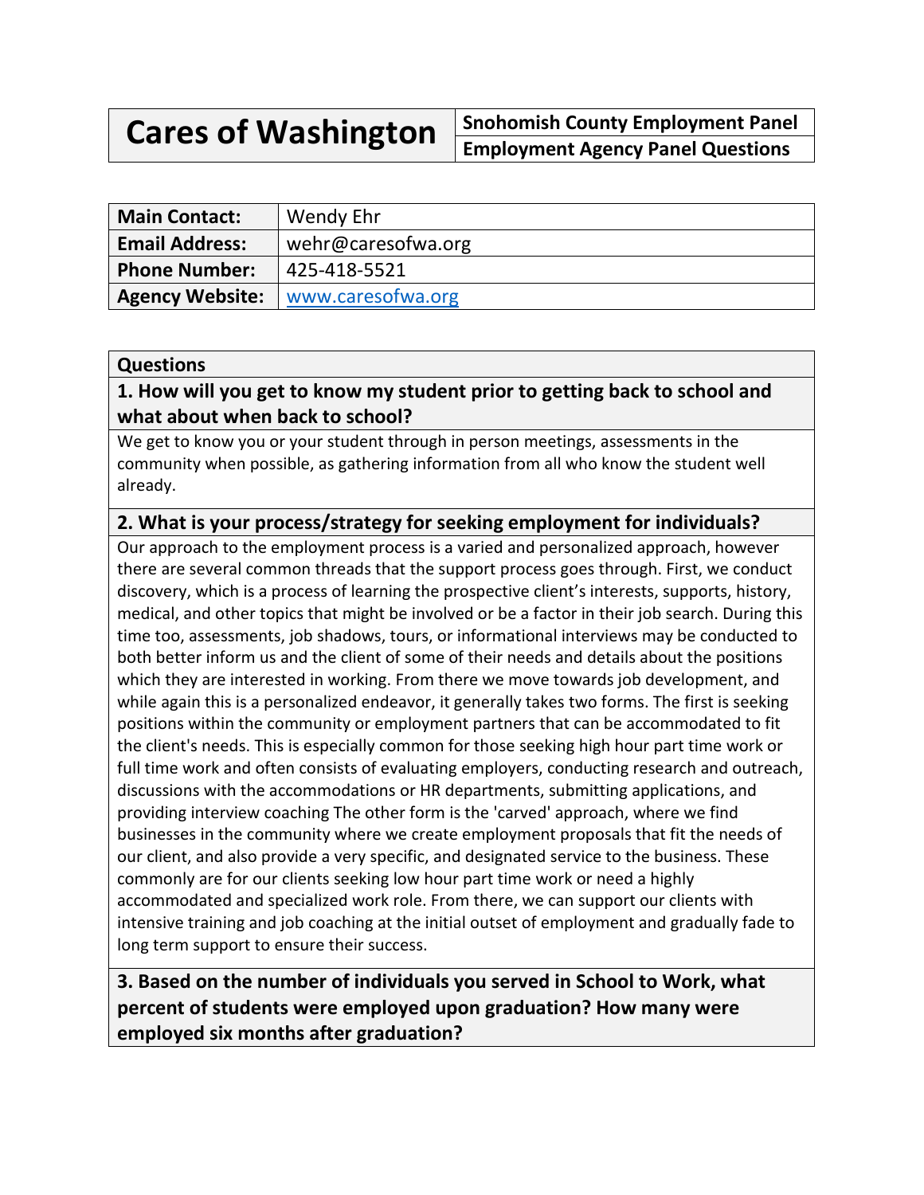# Cares of Washington

**Snohomish County Employment Panel**
**Employment Agency Panel Questions**

| **Main Contact:** | Wendy Ehr |
|---|---|
| **Email Address:** | wehr@caresofwa.org |
| **Phone Number:** | 425-418-5521 |
| **Agency Website:** | www.caresofwa.org |

## Questions

### 1. How will you get to know my student prior to getting back to school and what about when back to school?

We get to know you or your student through in person meetings, assessments in the community when possible, as gathering information from all who know the student well already.

### 2. What is your process/strategy for seeking employment for individuals?

Our approach to the employment process is a varied and personalized approach, however there are several common threads that the support process goes through. First, we conduct discovery, which is a process of learning the prospective client's interests, supports, history, medical, and other topics that might be involved or be a factor in their job search. During this time too, assessments, job shadows, tours, or informational interviews may be conducted to both better inform us and the client of some of their needs and details about the positions which they are interested in working. From there we move towards job development, and while again this is a personalized endeavor, it generally takes two forms. The first is seeking positions within the community or employment partners that can be accommodated to fit the client's needs. This is especially common for those seeking high hour part time work or full time work and often consists of evaluating employers, conducting research and outreach, discussions with the accommodations or HR departments, submitting applications, and providing interview coaching The other form is the 'carved' approach, where we find businesses in the community where we create employment proposals that fit the needs of our client, and also provide a very specific, and designated service to the business. These commonly are for our clients seeking low hour part time work or need a highly accommodated and specialized work role. From there, we can support our clients with intensive training and job coaching at the initial outset of employment and gradually fade to long term support to ensure their success.

### 3. Based on the number of individuals you served in School to Work, what percent of students were employed upon graduation? How many were employed six months after graduation?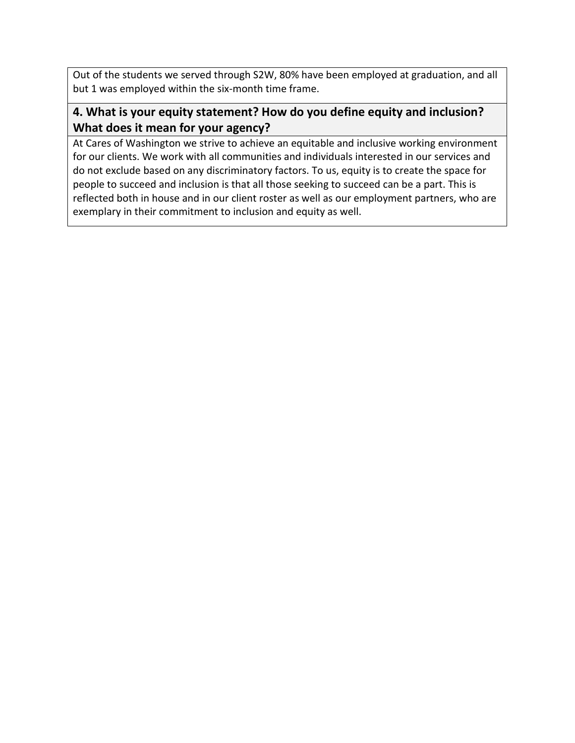Out of the students we served through S2W, 80% have been employed at graduation, and all but 1 was employed within the six-month time frame.

### 4. What is your equity statement? How do you define equity and inclusion? What does it mean for your agency?

At Cares of Washington we strive to achieve an equitable and inclusive working environment for our clients. We work with all communities and individuals interested in our services and do not exclude based on any discriminatory factors. To us, equity is to create the space for people to succeed and inclusion is that all those seeking to succeed can be a part. This is reflected both in house and in our client roster as well as our employment partners, who are exemplary in their commitment to inclusion and equity as well.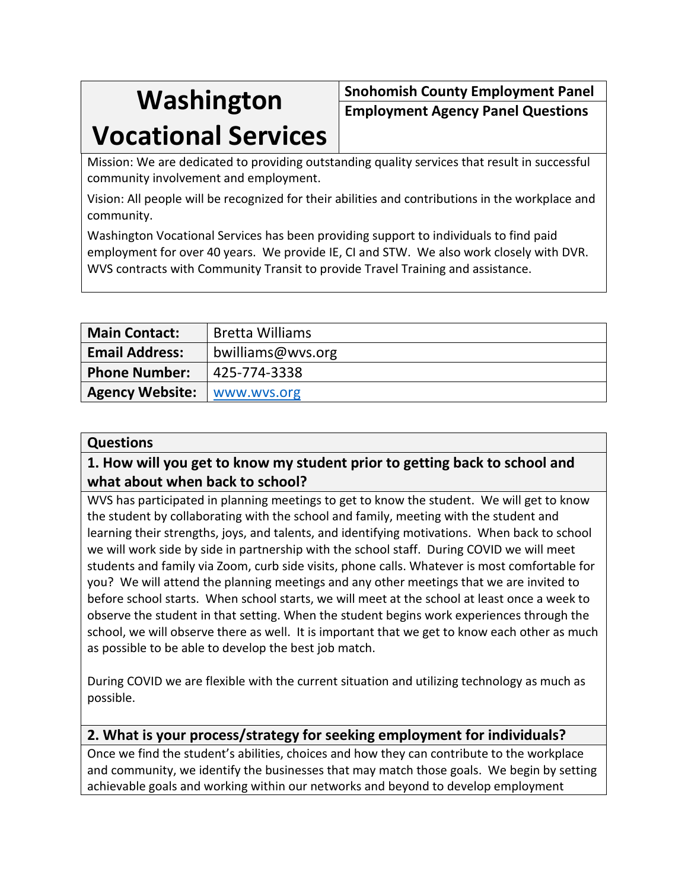# Washington Vocational Services

**Snohomish County Employment Panel**

**Employment Agency Panel Questions**

Mission: We are dedicated to providing outstanding quality services that result in successful community involvement and employment.

Vision: All people will be recognized for their abilities and contributions in the workplace and community.

Washington Vocational Services has been providing support to individuals to find paid employment for over 40 years. We provide IE, CI and STW. We also work closely with DVR. WVS contracts with Community Transit to provide Travel Training and assistance.

| | |
|---|---|
| **Main Contact:** | Bretta Williams |
| **Email Address:** | bwilliams@wvs.org |
| **Phone Number:** | 425-774-3338 |
| **Agency Website:** | www.wvs.org |

## Questions

### 1. How will you get to know my student prior to getting back to school and what about when back to school?

WVS has participated in planning meetings to get to know the student. We will get to know the student by collaborating with the school and family, meeting with the student and learning their strengths, joys, and talents, and identifying motivations. When back to school we will work side by side in partnership with the school staff. During COVID we will meet students and family via Zoom, curb side visits, phone calls. Whatever is most comfortable for you? We will attend the planning meetings and any other meetings that we are invited to before school starts. When school starts, we will meet at the school at least once a week to observe the student in that setting. When the student begins work experiences through the school, we will observe there as well. It is important that we get to know each other as much as possible to be able to develop the best job match.

During COVID we are flexible with the current situation and utilizing technology as much as possible.

### 2. What is your process/strategy for seeking employment for individuals?

Once we find the student's abilities, choices and how they can contribute to the workplace and community, we identify the businesses that may match those goals. We begin by setting achievable goals and working within our networks and beyond to develop employment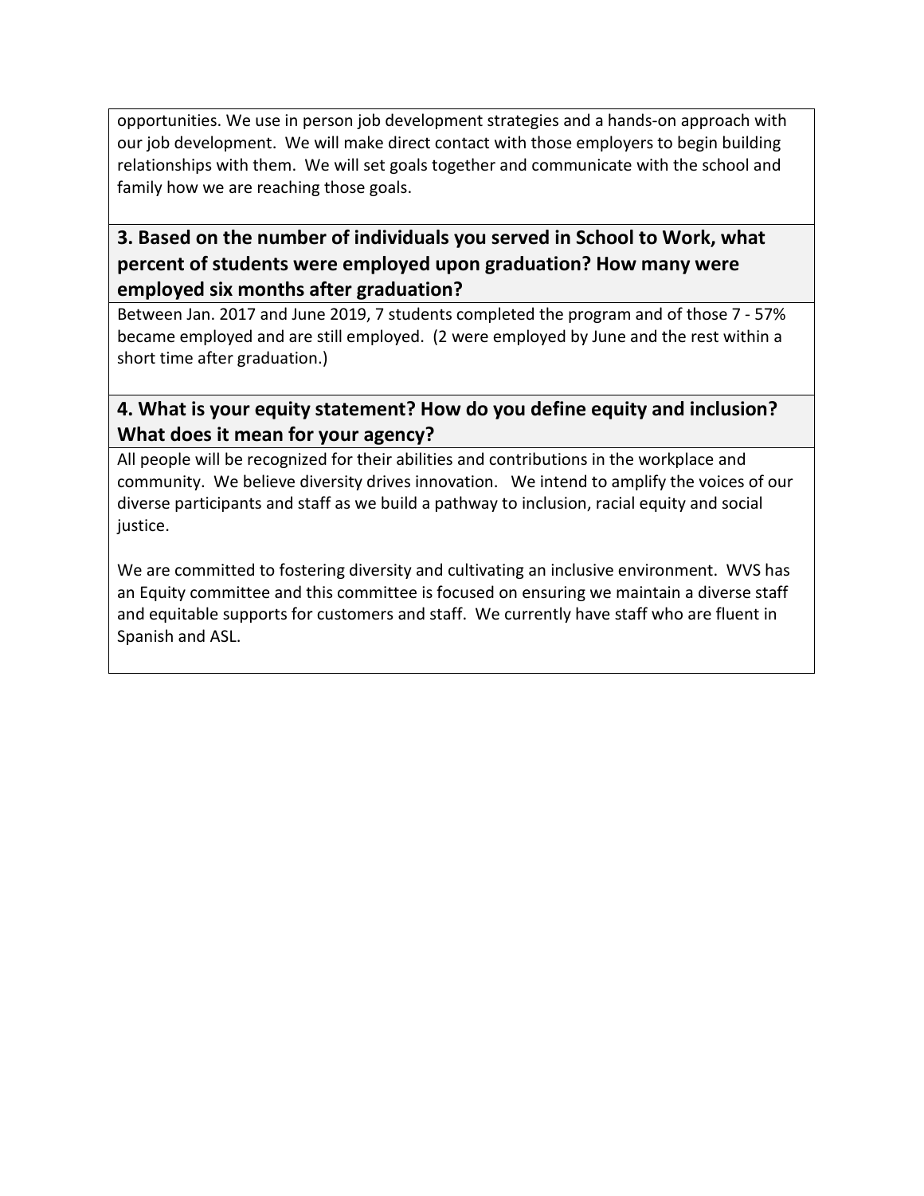opportunities. We use in person job development strategies and a hands-on approach with our job development. We will make direct contact with those employers to begin building relationships with them. We will set goals together and communicate with the school and family how we are reaching those goals.

### 3. Based on the number of individuals you served in School to Work, what percent of students were employed upon graduation? How many were employed six months after graduation?

Between Jan. 2017 and June 2019, 7 students completed the program and of those 7 - 57% became employed and are still employed. (2 were employed by June and the rest within a short time after graduation.)

### 4. What is your equity statement? How do you define equity and inclusion? What does it mean for your agency?

All people will be recognized for their abilities and contributions in the workplace and community. We believe diversity drives innovation. We intend to amplify the voices of our diverse participants and staff as we build a pathway to inclusion, racial equity and social justice.

We are committed to fostering diversity and cultivating an inclusive environment. WVS has an Equity committee and this committee is focused on ensuring we maintain a diverse staff and equitable supports for customers and staff. We currently have staff who are fluent in Spanish and ASL.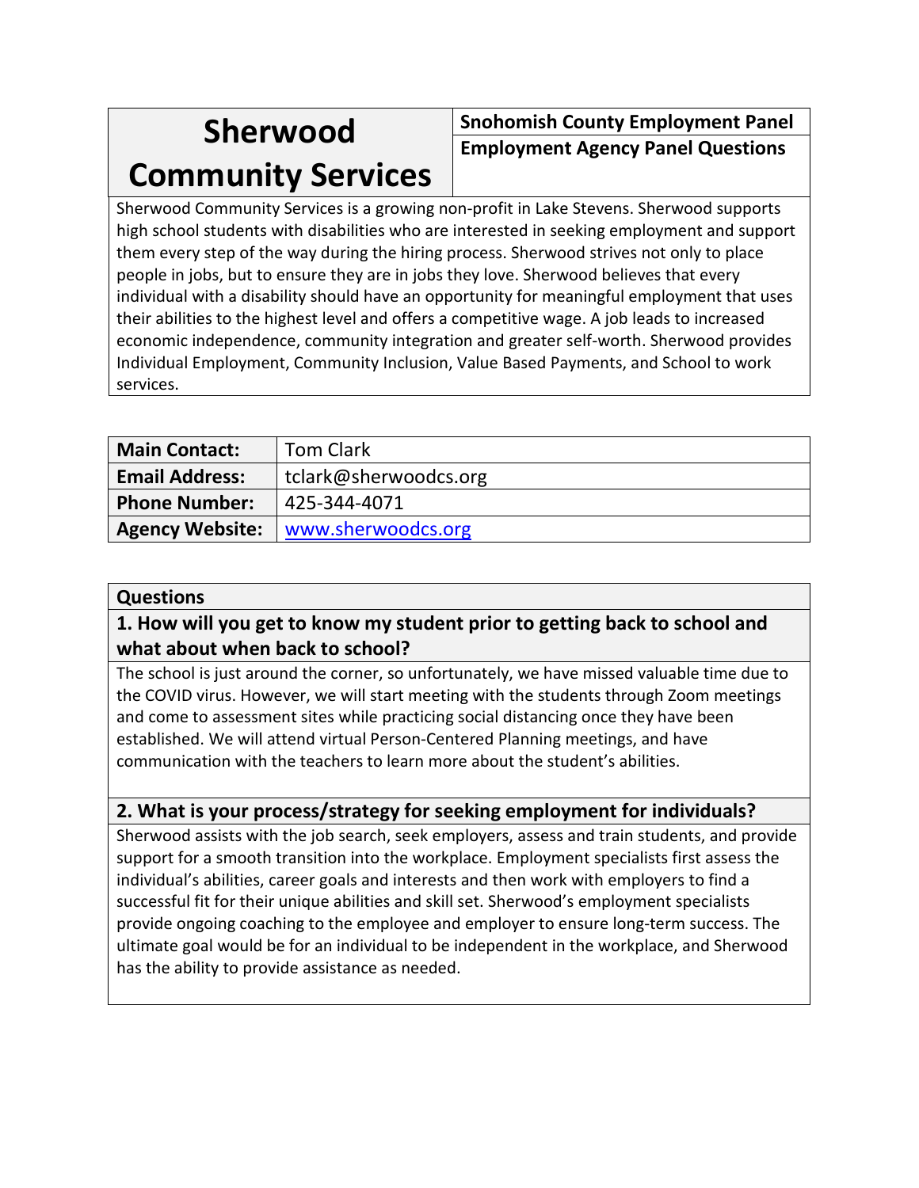# Sherwood Community Services

**Snohomish County Employment Panel**

**Employment Agency Panel Questions**

Sherwood Community Services is a growing non-profit in Lake Stevens. Sherwood supports high school students with disabilities who are interested in seeking employment and support them every step of the way during the hiring process. Sherwood strives not only to place people in jobs, but to ensure they are in jobs they love. Sherwood believes that every individual with a disability should have an opportunity for meaningful employment that uses their abilities to the highest level and offers a competitive wage. A job leads to increased economic independence, community integration and greater self-worth. Sherwood provides Individual Employment, Community Inclusion, Value Based Payments, and School to work services.

| | |
|---|---|
| **Main Contact:** | Tom Clark |
| **Email Address:** | tclark@sherwoodcs.org |
| **Phone Number:** | 425-344-4071 |
| **Agency Website:** | www.sherwoodcs.org |

## Questions

### 1. How will you get to know my student prior to getting back to school and what about when back to school?

The school is just around the corner, so unfortunately, we have missed valuable time due to the COVID virus. However, we will start meeting with the students through Zoom meetings and come to assessment sites while practicing social distancing once they have been established. We will attend virtual Person-Centered Planning meetings, and have communication with the teachers to learn more about the student's abilities.

### 2. What is your process/strategy for seeking employment for individuals?

Sherwood assists with the job search, seek employers, assess and train students, and provide support for a smooth transition into the workplace. Employment specialists first assess the individual's abilities, career goals and interests and then work with employers to find a successful fit for their unique abilities and skill set. Sherwood's employment specialists provide ongoing coaching to the employee and employer to ensure long-term success. The ultimate goal would be for an individual to be independent in the workplace, and Sherwood has the ability to provide assistance as needed.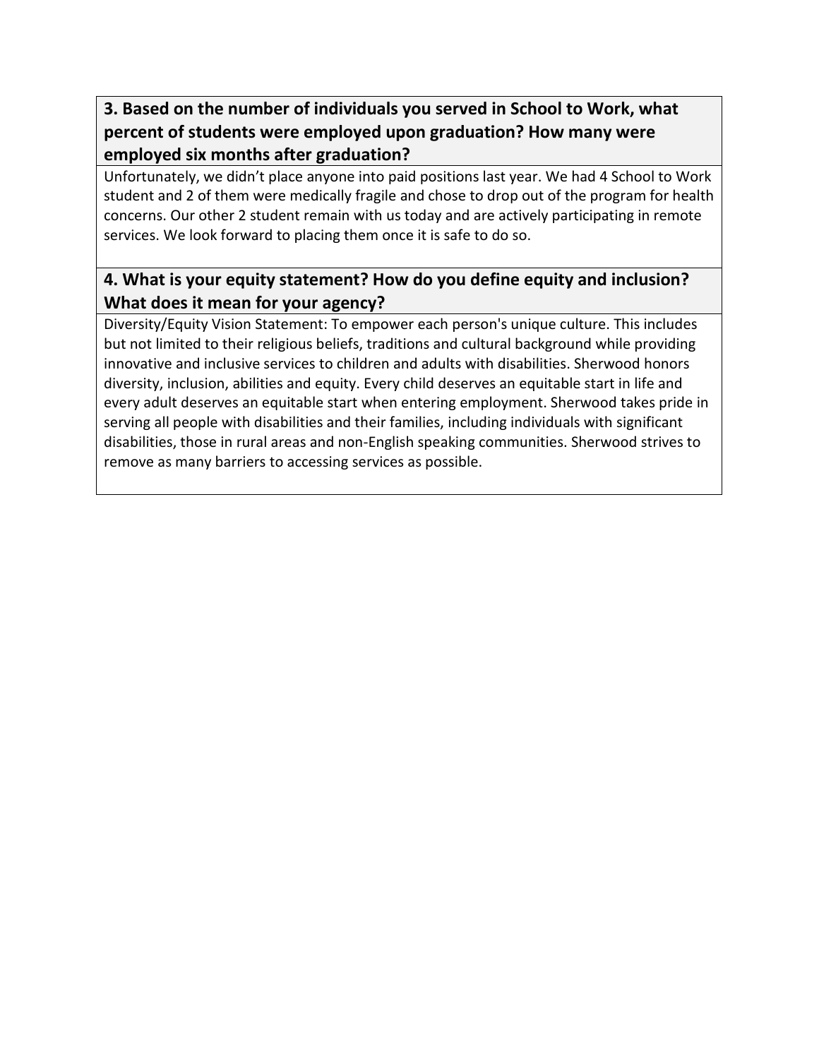### 3. Based on the number of individuals you served in School to Work, what percent of students were employed upon graduation? How many were employed six months after graduation?

Unfortunately, we didn't place anyone into paid positions last year. We had 4 School to Work student and 2 of them were medically fragile and chose to drop out of the program for health concerns. Our other 2 student remain with us today and are actively participating in remote services. We look forward to placing them once it is safe to do so.

### 4. What is your equity statement? How do you define equity and inclusion? What does it mean for your agency?

Diversity/Equity Vision Statement: To empower each person's unique culture. This includes but not limited to their religious beliefs, traditions and cultural background while providing innovative and inclusive services to children and adults with disabilities. Sherwood honors diversity, inclusion, abilities and equity. Every child deserves an equitable start in life and every adult deserves an equitable start when entering employment. Sherwood takes pride in serving all people with disabilities and their families, including individuals with significant disabilities, those in rural areas and non-English speaking communities. Sherwood strives to remove as many barriers to accessing services as possible.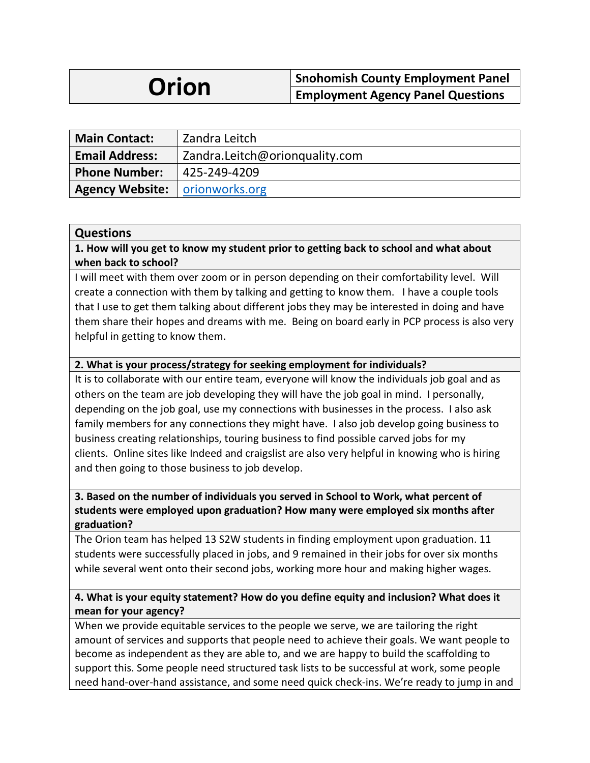| **Orion** | **Snohomish County Employment Panel** |
|---|---|
| | **Employment Agency Panel Questions** |

| | |
|---|---|
| **Main Contact:** | Zandra Leitch |
| **Email Address:** | Zandra.Leitch@orionquality.com |
| **Phone Number:** | 425-249-4209 |
| **Agency Website:** | [orionworks.org](orionworks.org) |

## Questions

**1. How will you get to know my student prior to getting back to school and what about when back to school?**

I will meet with them over zoom or in person depending on their comfortability level. Will create a connection with them by talking and getting to know them. I have a couple tools that I use to get them talking about different jobs they may be interested in doing and have them share their hopes and dreams with me. Being on board early in PCP process is also very helpful in getting to know them.

**2. What is your process/strategy for seeking employment for individuals?**

It is to collaborate with our entire team, everyone will know the individuals job goal and as others on the team are job developing they will have the job goal in mind. I personally, depending on the job goal, use my connections with businesses in the process. I also ask family members for any connections they might have. I also job develop going business to business creating relationships, touring business to find possible carved jobs for my clients. Online sites like Indeed and craigslist are also very helpful in knowing who is hiring and then going to those business to job develop.

**3. Based on the number of individuals you served in School to Work, what percent of students were employed upon graduation? How many were employed six months after graduation?**

The Orion team has helped 13 S2W students in finding employment upon graduation. 11 students were successfully placed in jobs, and 9 remained in their jobs for over six months while several went onto their second jobs, working more hour and making higher wages.

**4. What is your equity statement? How do you define equity and inclusion? What does it mean for your agency?**

When we provide equitable services to the people we serve, we are tailoring the right amount of services and supports that people need to achieve their goals. We want people to become as independent as they are able to, and we are happy to build the scaffolding to support this. Some people need structured task lists to be successful at work, some people need hand-over-hand assistance, and some need quick check-ins. We're ready to jump in and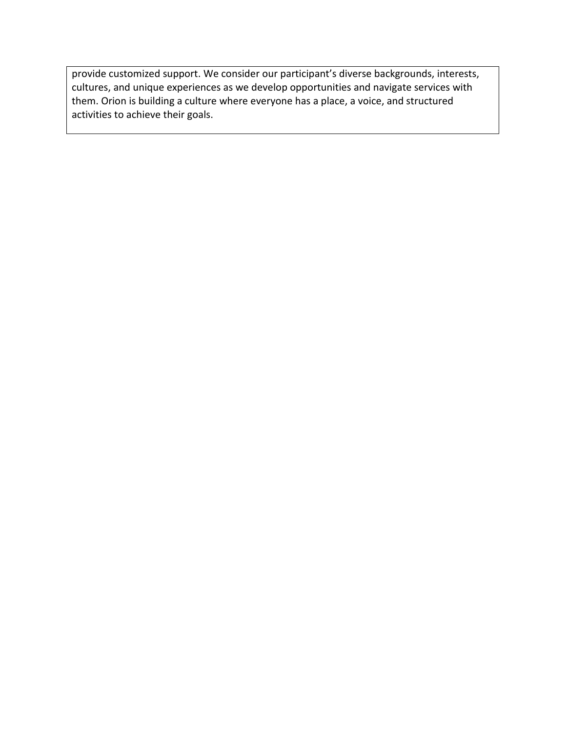provide customized support. We consider our participant's diverse backgrounds, interests, cultures, and unique experiences as we develop opportunities and navigate services with them. Orion is building a culture where everyone has a place, a voice, and structured activities to achieve their goals.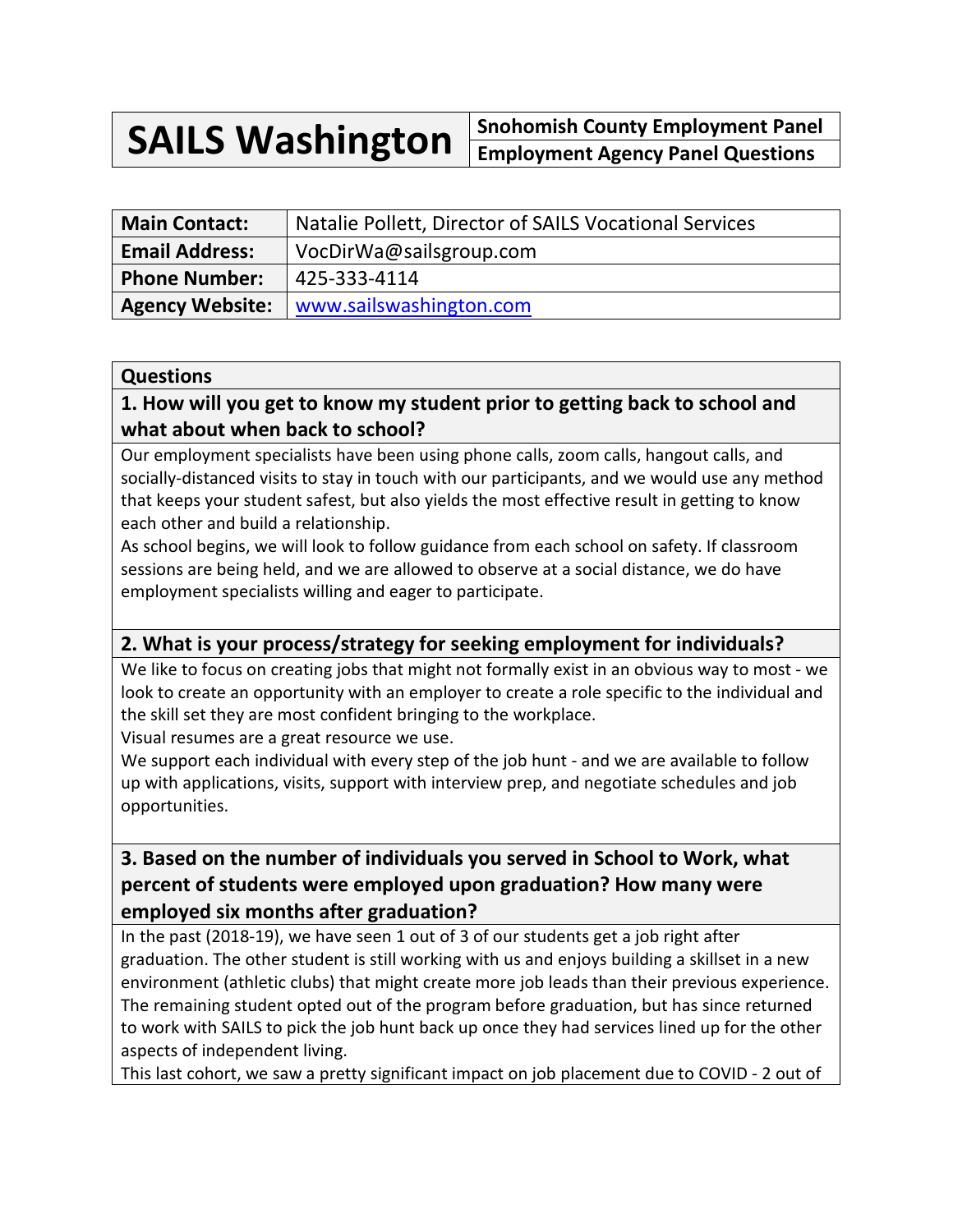| SAILS Washington | Snohomish County Employment Panel |
|---|---|
| | **Employment Agency Panel Questions** |

| **Main Contact:** | Natalie Pollett, Director of SAILS Vocational Services |
|---|---|
| **Email Address:** | VocDirWa@sailsgroup.com |
| **Phone Number:** | 425-333-4114 |
| **Agency Website:** | [www.sailswashington.com](http://www.sailswashington.com) |

## Questions

### 1. How will you get to know my student prior to getting back to school and what about when back to school?

Our employment specialists have been using phone calls, zoom calls, hangout calls, and socially-distanced visits to stay in touch with our participants, and we would use any method that keeps your student safest, but also yields the most effective result in getting to know each other and build a relationship.

As school begins, we will look to follow guidance from each school on safety. If classroom sessions are being held, and we are allowed to observe at a social distance, we do have employment specialists willing and eager to participate.

### 2. What is your process/strategy for seeking employment for individuals?

We like to focus on creating jobs that might not formally exist in an obvious way to most - we look to create an opportunity with an employer to create a role specific to the individual and the skill set they are most confident bringing to the workplace.

Visual resumes are a great resource we use.

We support each individual with every step of the job hunt - and we are available to follow up with applications, visits, support with interview prep, and negotiate schedules and job opportunities.

### 3. Based on the number of individuals you served in School to Work, what percent of students were employed upon graduation? How many were employed six months after graduation?

In the past (2018-19), we have seen 1 out of 3 of our students get a job right after graduation. The other student is still working with us and enjoys building a skillset in a new environment (athletic clubs) that might create more job leads than their previous experience. The remaining student opted out of the program before graduation, but has since returned to work with SAILS to pick the job hunt back up once they had services lined up for the other aspects of independent living.

This last cohort, we saw a pretty significant impact on job placement due to COVID - 2 out of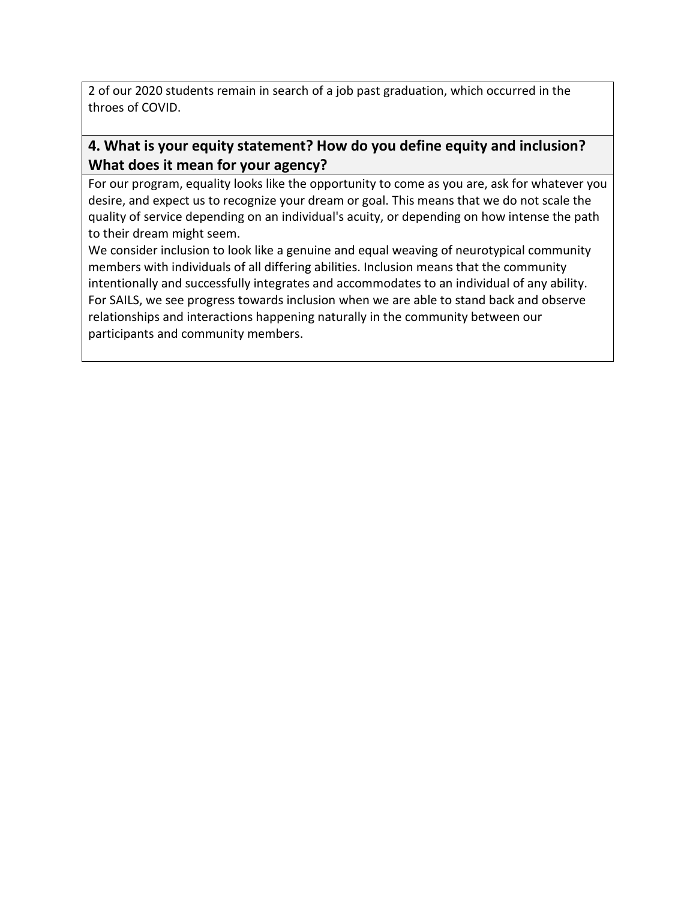2 of our 2020 students remain in search of a job past graduation, which occurred in the throes of COVID.

## 4. What is your equity statement? How do you define equity and inclusion? What does it mean for your agency?

For our program, equality looks like the opportunity to come as you are, ask for whatever you desire, and expect us to recognize your dream or goal. This means that we do not scale the quality of service depending on an individual's acuity, or depending on how intense the path to their dream might seem.

We consider inclusion to look like a genuine and equal weaving of neurotypical community members with individuals of all differing abilities. Inclusion means that the community intentionally and successfully integrates and accommodates to an individual of any ability. For SAILS, we see progress towards inclusion when we are able to stand back and observe relationships and interactions happening naturally in the community between our participants and community members.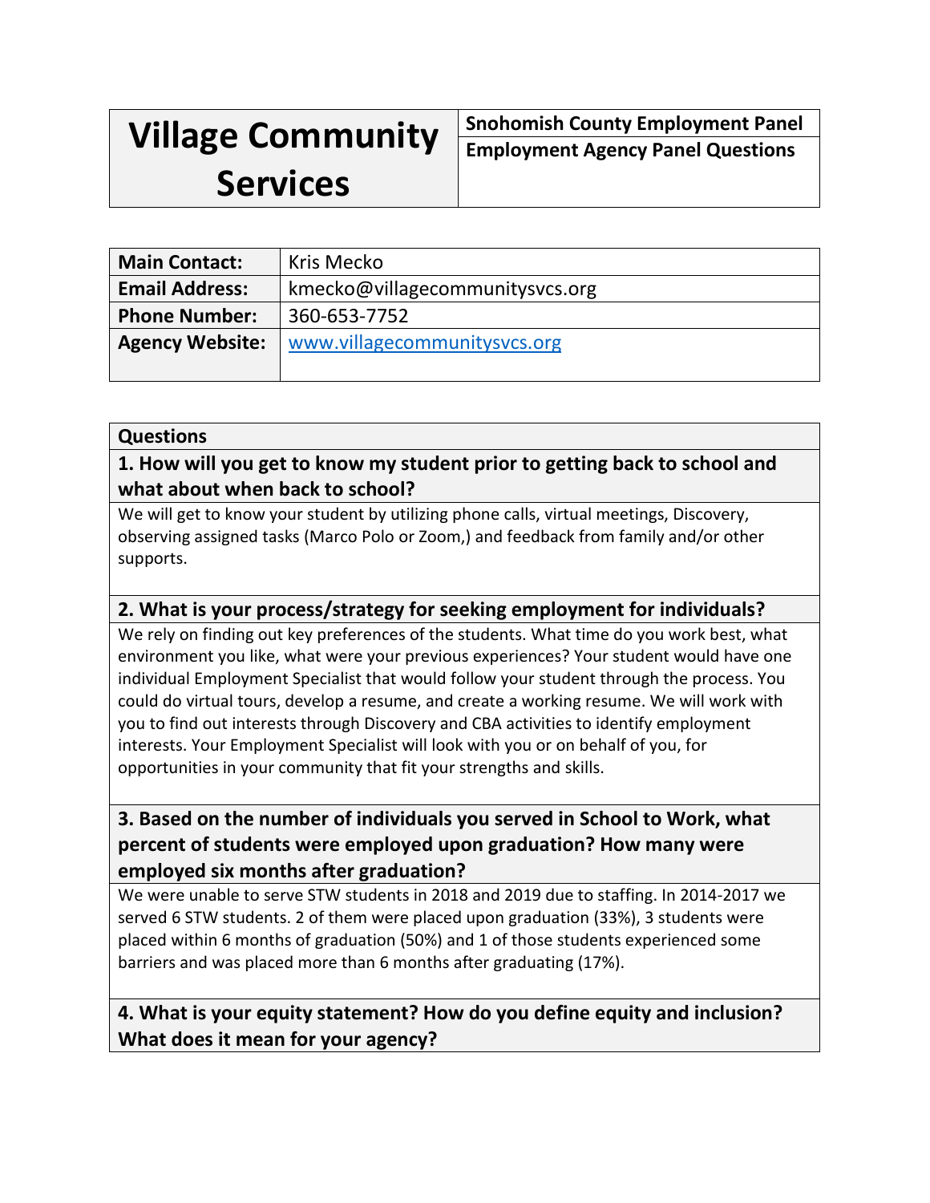| Village Community Services | Snohomish County Employment Panel<br>Employment Agency Panel Questions |
|---|---|

| Main Contact: | Kris Mecko |
|---|---|
| Email Address: | kmecko@villagecommunitysvcs.org |
| Phone Number: | 360-653-7752 |
| Agency Website: | www.villagecommunitysvcs.org |

**Questions**

**1. How will you get to know my student prior to getting back to school and what about when back to school?**

We will get to know your student by utilizing phone calls, virtual meetings, Discovery, observing assigned tasks (Marco Polo or Zoom,) and feedback from family and/or other supports.

**2. What is your process/strategy for seeking employment for individuals?**

We rely on finding out key preferences of the students. What time do you work best, what environment you like, what were your previous experiences? Your student would have one individual Employment Specialist that would follow your student through the process. You could do virtual tours, develop a resume, and create a working resume. We will work with you to find out interests through Discovery and CBA activities to identify employment interests. Your Employment Specialist will look with you or on behalf of you, for opportunities in your community that fit your strengths and skills.

**3. Based on the number of individuals you served in School to Work, what percent of students were employed upon graduation? How many were employed six months after graduation?**

We were unable to serve STW students in 2018 and 2019 due to staffing. In 2014-2017 we served 6 STW students. 2 of them were placed upon graduation (33%), 3 students were placed within 6 months of graduation (50%) and 1 of those students experienced some barriers and was placed more than 6 months after graduating (17%).

**4. What is your equity statement? How do you define equity and inclusion? What does it mean for your agency?**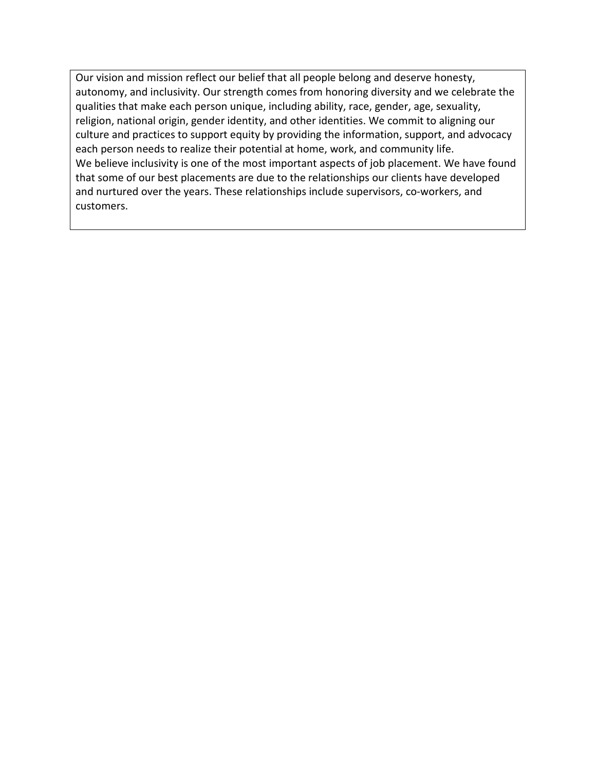Our vision and mission reflect our belief that all people belong and deserve honesty, autonomy, and inclusivity. Our strength comes from honoring diversity and we celebrate the qualities that make each person unique, including ability, race, gender, age, sexuality, religion, national origin, gender identity, and other identities. We commit to aligning our culture and practices to support equity by providing the information, support, and advocacy each person needs to realize their potential at home, work, and community life.

We believe inclusivity is one of the most important aspects of job placement. We have found that some of our best placements are due to the relationships our clients have developed and nurtured over the years. These relationships include supervisors, co-workers, and customers.